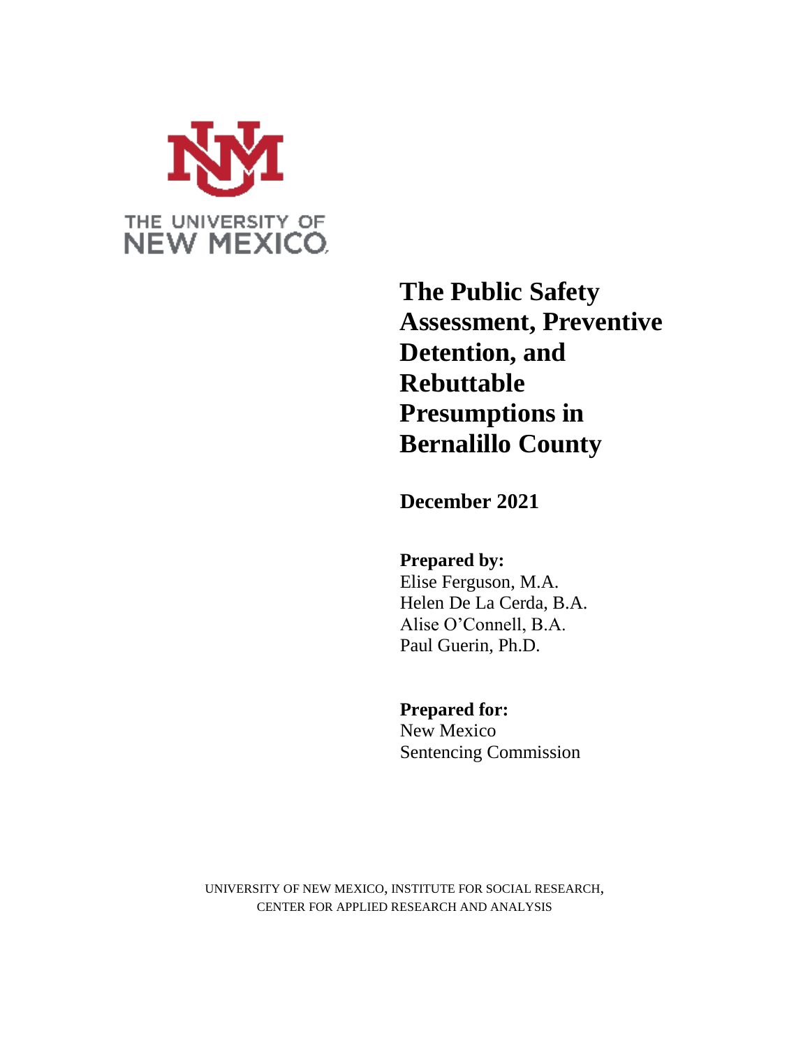THE UNIVERSITY OF NEW MEXICO

# The Public Safety Assessment, Preventive Detention, and Rebuttable Presumptions in Bernalillo County

**December 2021**

**Prepared by:**
Elise Ferguson, M.A.
Helen De La Cerda, B.A.
Alise O'Connell, B.A.
Paul Guerin, Ph.D.

**Prepared for:**
New Mexico
Sentencing Commission

UNIVERSITY OF NEW MEXICO, INSTITUTE FOR SOCIAL RESEARCH,
CENTER FOR APPLIED RESEARCH AND ANALYSIS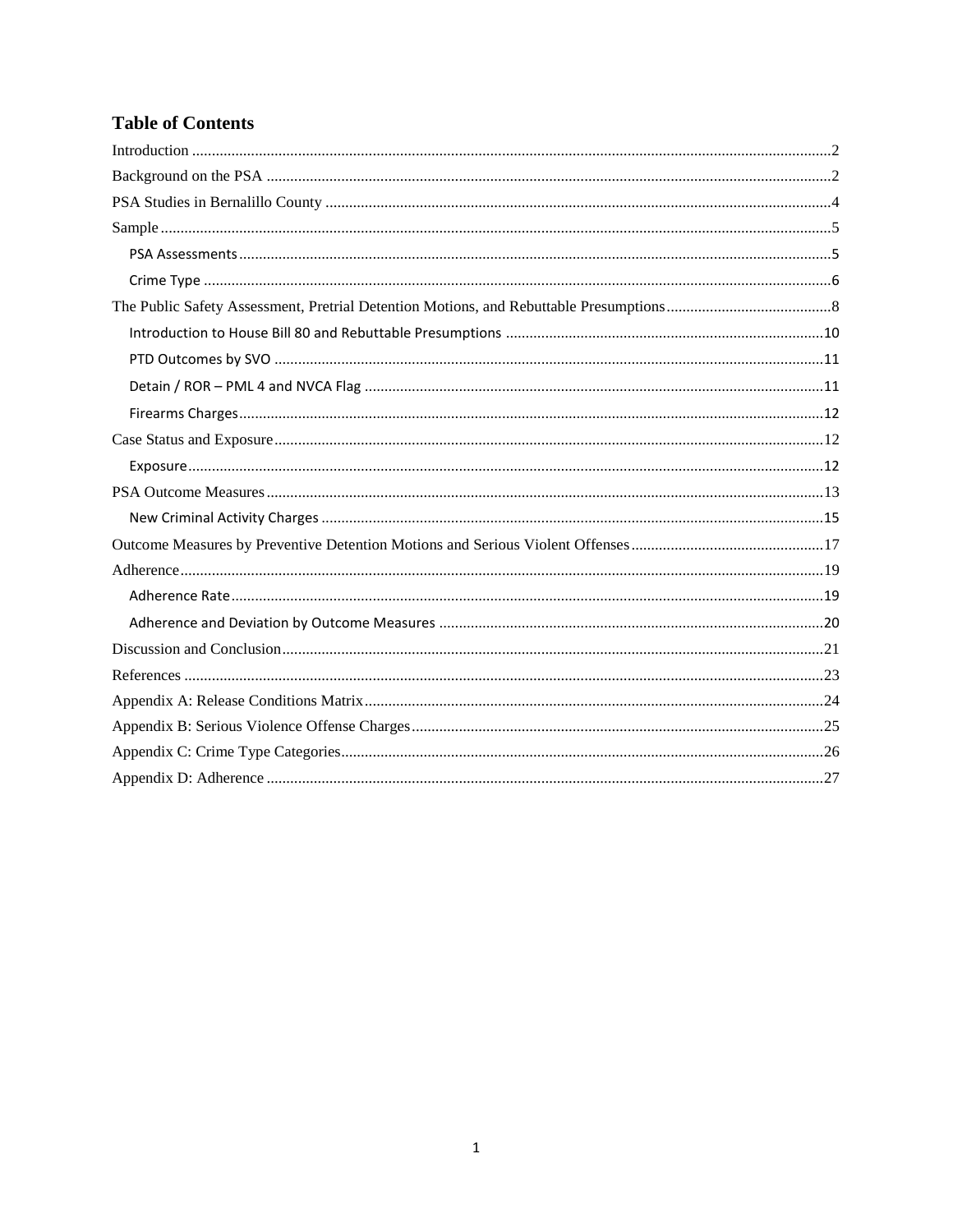## Table of Contents

Introduction ..........2

Background on the PSA ..........2

PSA Studies in Bernalillo County ..........4

Sample ..........5

- PSA Assessments ..........5
- Crime Type ..........6

The Public Safety Assessment, Pretrial Detention Motions, and Rebuttable Presumptions ..........8

- Introduction to House Bill 80 and Rebuttable Presumptions ..........10
- PTD Outcomes by SVO ..........11
- Detain / ROR – PML 4 and NVCA Flag ..........11
- Firearms Charges ..........12

Case Status and Exposure ..........12

- Exposure ..........12

PSA Outcome Measures ..........13

- New Criminal Activity Charges ..........15

Outcome Measures by Preventive Detention Motions and Serious Violent Offenses ..........17

Adherence ..........19

- Adherence Rate ..........19
- Adherence and Deviation by Outcome Measures ..........20

Discussion and Conclusion ..........21

References ..........23

Appendix A: Release Conditions Matrix ..........24

Appendix B: Serious Violence Offense Charges ..........25

Appendix C: Crime Type Categories ..........26

Appendix D: Adherence ..........27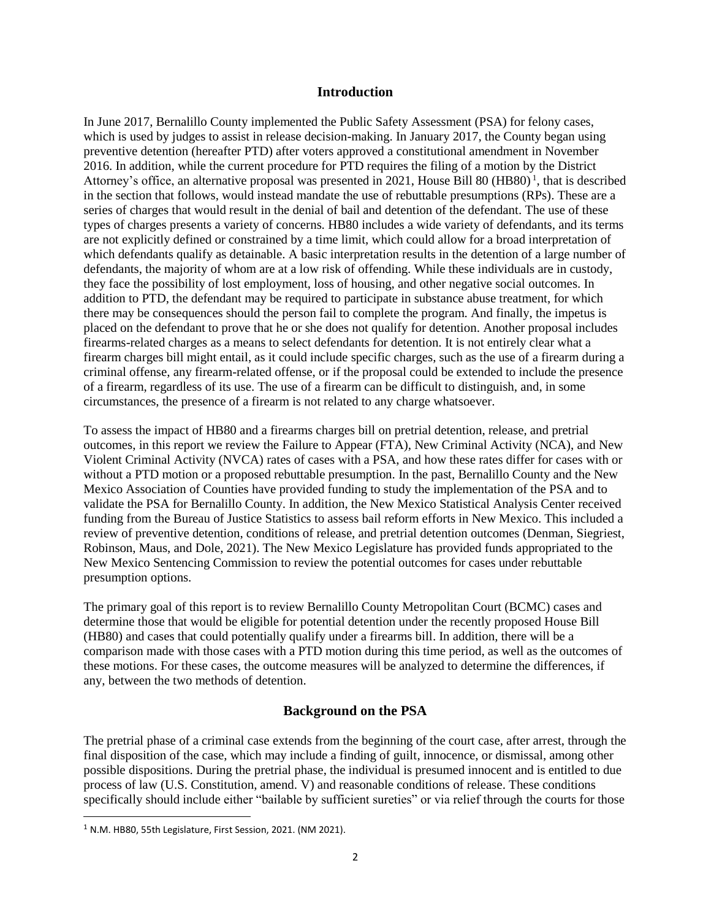## Introduction

In June 2017, Bernalillo County implemented the Public Safety Assessment (PSA) for felony cases, which is used by judges to assist in release decision-making. In January 2017, the County began using preventive detention (hereafter PTD) after voters approved a constitutional amendment in November 2016. In addition, while the current procedure for PTD requires the filing of a motion by the District Attorney's office, an alternative proposal was presented in 2021, House Bill 80 (HB80)[1], that is described in the section that follows, would instead mandate the use of rebuttable presumptions (RPs). These are a series of charges that would result in the denial of bail and detention of the defendant. The use of these types of charges presents a variety of concerns. HB80 includes a wide variety of defendants, and its terms are not explicitly defined or constrained by a time limit, which could allow for a broad interpretation of which defendants qualify as detainable. A basic interpretation results in the detention of a large number of defendants, the majority of whom are at a low risk of offending. While these individuals are in custody, they face the possibility of lost employment, loss of housing, and other negative social outcomes. In addition to PTD, the defendant may be required to participate in substance abuse treatment, for which there may be consequences should the person fail to complete the program. And finally, the impetus is placed on the defendant to prove that he or she does not qualify for detention. Another proposal includes firearms-related charges as a means to select defendants for detention. It is not entirely clear what a firearm charges bill might entail, as it could include specific charges, such as the use of a firearm during a criminal offense, any firearm-related offense, or if the proposal could be extended to include the presence of a firearm, regardless of its use. The use of a firearm can be difficult to distinguish, and, in some circumstances, the presence of a firearm is not related to any charge whatsoever.

To assess the impact of HB80 and a firearms charges bill on pretrial detention, release, and pretrial outcomes, in this report we review the Failure to Appear (FTA), New Criminal Activity (NCA), and New Violent Criminal Activity (NVCA) rates of cases with a PSA, and how these rates differ for cases with or without a PTD motion or a proposed rebuttable presumption. In the past, Bernalillo County and the New Mexico Association of Counties have provided funding to study the implementation of the PSA and to validate the PSA for Bernalillo County. In addition, the New Mexico Statistical Analysis Center received funding from the Bureau of Justice Statistics to assess bail reform efforts in New Mexico. This included a review of preventive detention, conditions of release, and pretrial detention outcomes (Denman, Siegriest, Robinson, Maus, and Dole, 2021). The New Mexico Legislature has provided funds appropriated to the New Mexico Sentencing Commission to review the potential outcomes for cases under rebuttable presumption options.

The primary goal of this report is to review Bernalillo County Metropolitan Court (BCMC) cases and determine those that would be eligible for potential detention under the recently proposed House Bill (HB80) and cases that could potentially qualify under a firearms bill. In addition, there will be a comparison made with those cases with a PTD motion during this time period, as well as the outcomes of these motions. For these cases, the outcome measures will be analyzed to determine the differences, if any, between the two methods of detention.

## Background on the PSA

The pretrial phase of a criminal case extends from the beginning of the court case, after arrest, through the final disposition of the case, which may include a finding of guilt, innocence, or dismissal, among other possible dispositions. During the pretrial phase, the individual is presumed innocent and is entitled to due process of law (U.S. Constitution, amend. V) and reasonable conditions of release. These conditions specifically should include either "bailable by sufficient sureties" or via relief through the courts for those

[1] N.M. HB80, 55th Legislature, First Session, 2021. (NM 2021).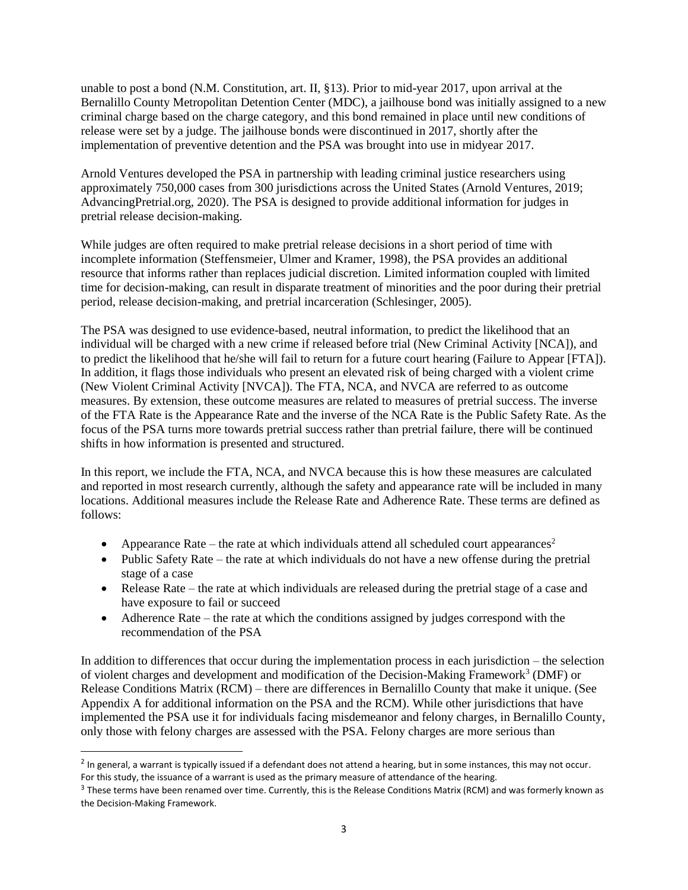unable to post a bond (N.M. Constitution, art. II, §13). Prior to mid-year 2017, upon arrival at the Bernalillo County Metropolitan Detention Center (MDC), a jailhouse bond was initially assigned to a new criminal charge based on the charge category, and this bond remained in place until new conditions of release were set by a judge. The jailhouse bonds were discontinued in 2017, shortly after the implementation of preventive detention and the PSA was brought into use in midyear 2017.

Arnold Ventures developed the PSA in partnership with leading criminal justice researchers using approximately 750,000 cases from 300 jurisdictions across the United States (Arnold Ventures, 2019; AdvancingPretrial.org, 2020). The PSA is designed to provide additional information for judges in pretrial release decision-making.

While judges are often required to make pretrial release decisions in a short period of time with incomplete information (Steffensmeier, Ulmer and Kramer, 1998), the PSA provides an additional resource that informs rather than replaces judicial discretion. Limited information coupled with limited time for decision-making, can result in disparate treatment of minorities and the poor during their pretrial period, release decision-making, and pretrial incarceration (Schlesinger, 2005).

The PSA was designed to use evidence-based, neutral information, to predict the likelihood that an individual will be charged with a new crime if released before trial (New Criminal Activity [NCA]), and to predict the likelihood that he/she will fail to return for a future court hearing (Failure to Appear [FTA]). In addition, it flags those individuals who present an elevated risk of being charged with a violent crime (New Violent Criminal Activity [NVCA]). The FTA, NCA, and NVCA are referred to as outcome measures. By extension, these outcome measures are related to measures of pretrial success. The inverse of the FTA Rate is the Appearance Rate and the inverse of the NCA Rate is the Public Safety Rate. As the focus of the PSA turns more towards pretrial success rather than pretrial failure, there will be continued shifts in how information is presented and structured.

In this report, we include the FTA, NCA, and NVCA because this is how these measures are calculated and reported in most research currently, although the safety and appearance rate will be included in many locations. Additional measures include the Release Rate and Adherence Rate. These terms are defined as follows:

- Appearance Rate – the rate at which individuals attend all scheduled court appearances[2]
- Public Safety Rate – the rate at which individuals do not have a new offense during the pretrial stage of a case
- Release Rate – the rate at which individuals are released during the pretrial stage of a case and have exposure to fail or succeed
- Adherence Rate – the rate at which the conditions assigned by judges correspond with the recommendation of the PSA

In addition to differences that occur during the implementation process in each jurisdiction – the selection of violent charges and development and modification of the Decision-Making Framework[3] (DMF) or Release Conditions Matrix (RCM) – there are differences in Bernalillo County that make it unique. (See Appendix A for additional information on the PSA and the RCM). While other jurisdictions that have implemented the PSA use it for individuals facing misdemeanor and felony charges, in Bernalillo County, only those with felony charges are assessed with the PSA. Felony charges are more serious than

---

[2] In general, a warrant is typically issued if a defendant does not attend a hearing, but in some instances, this may not occur. For this study, the issuance of a warrant is used as the primary measure of attendance of the hearing.

[3] These terms have been renamed over time. Currently, this is the Release Conditions Matrix (RCM) and was formerly known as the Decision-Making Framework.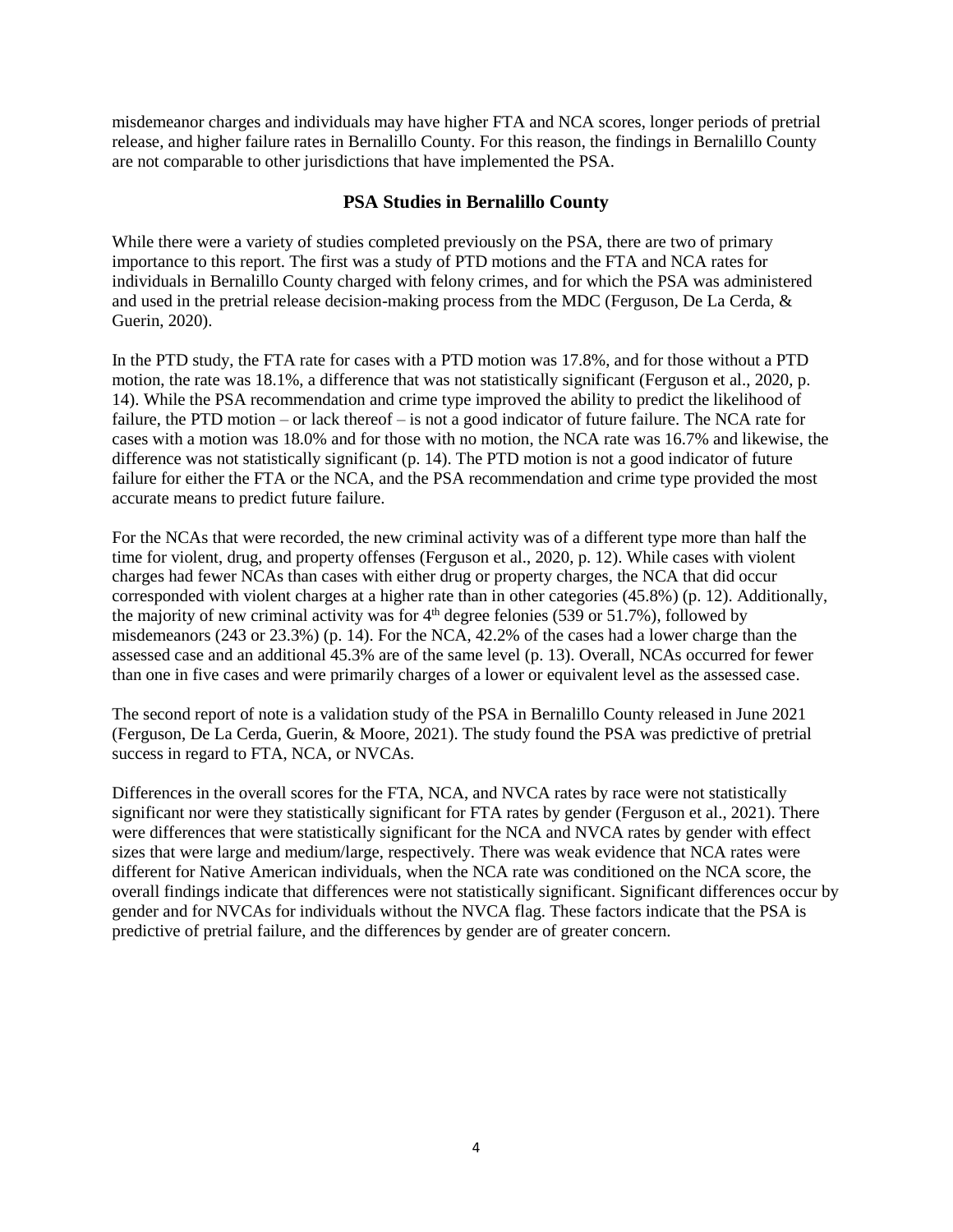misdemeanor charges and individuals may have higher FTA and NCA scores, longer periods of pretrial release, and higher failure rates in Bernalillo County. For this reason, the findings in Bernalillo County are not comparable to other jurisdictions that have implemented the PSA.

## PSA Studies in Bernalillo County

While there were a variety of studies completed previously on the PSA, there are two of primary importance to this report. The first was a study of PTD motions and the FTA and NCA rates for individuals in Bernalillo County charged with felony crimes, and for which the PSA was administered and used in the pretrial release decision-making process from the MDC (Ferguson, De La Cerda, & Guerin, 2020).

In the PTD study, the FTA rate for cases with a PTD motion was 17.8%, and for those without a PTD motion, the rate was 18.1%, a difference that was not statistically significant (Ferguson et al., 2020, p. 14). While the PSA recommendation and crime type improved the ability to predict the likelihood of failure, the PTD motion – or lack thereof – is not a good indicator of future failure. The NCA rate for cases with a motion was 18.0% and for those with no motion, the NCA rate was 16.7% and likewise, the difference was not statistically significant (p. 14). The PTD motion is not a good indicator of future failure for either the FTA or the NCA, and the PSA recommendation and crime type provided the most accurate means to predict future failure.

For the NCAs that were recorded, the new criminal activity was of a different type more than half the time for violent, drug, and property offenses (Ferguson et al., 2020, p. 12). While cases with violent charges had fewer NCAs than cases with either drug or property charges, the NCA that did occur corresponded with violent charges at a higher rate than in other categories (45.8%) (p. 12). Additionally, the majority of new criminal activity was for 4th degree felonies (539 or 51.7%), followed by misdemeanors (243 or 23.3%) (p. 14). For the NCA, 42.2% of the cases had a lower charge than the assessed case and an additional 45.3% are of the same level (p. 13). Overall, NCAs occurred for fewer than one in five cases and were primarily charges of a lower or equivalent level as the assessed case.

The second report of note is a validation study of the PSA in Bernalillo County released in June 2021 (Ferguson, De La Cerda, Guerin, & Moore, 2021). The study found the PSA was predictive of pretrial success in regard to FTA, NCA, or NVCAs.

Differences in the overall scores for the FTA, NCA, and NVCA rates by race were not statistically significant nor were they statistically significant for FTA rates by gender (Ferguson et al., 2021). There were differences that were statistically significant for the NCA and NVCA rates by gender with effect sizes that were large and medium/large, respectively. There was weak evidence that NCA rates were different for Native American individuals, when the NCA rate was conditioned on the NCA score, the overall findings indicate that differences were not statistically significant. Significant differences occur by gender and for NVCAs for individuals without the NVCA flag. These factors indicate that the PSA is predictive of pretrial failure, and the differences by gender are of greater concern.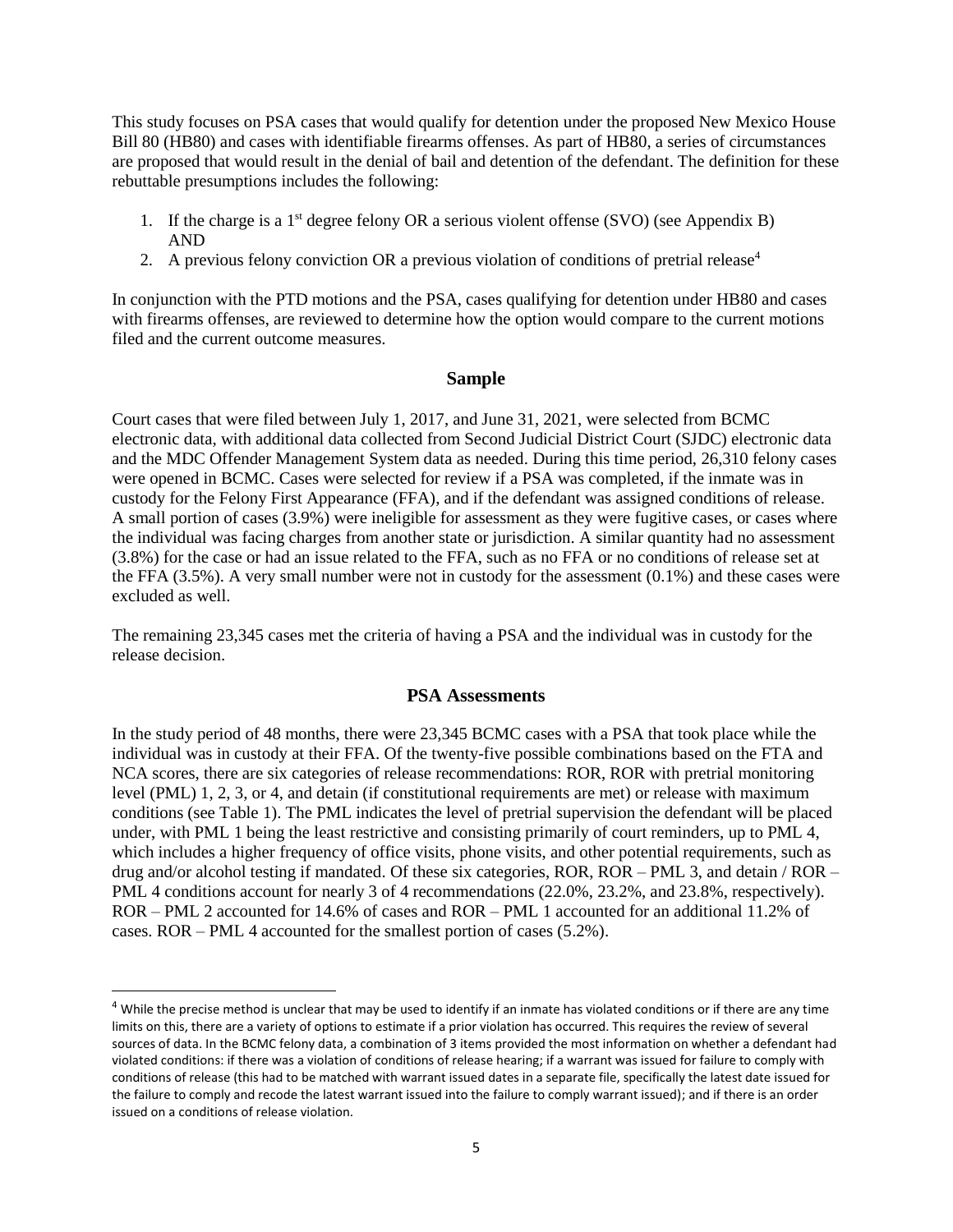This study focuses on PSA cases that would qualify for detention under the proposed New Mexico House Bill 80 (HB80) and cases with identifiable firearms offenses. As part of HB80, a series of circumstances are proposed that would result in the denial of bail and detention of the defendant. The definition for these rebuttable presumptions includes the following:

1. If the charge is a 1st degree felony OR a serious violent offense (SVO) (see Appendix B) AND
2. A previous felony conviction OR a previous violation of conditions of pretrial release[4]

In conjunction with the PTD motions and the PSA, cases qualifying for detention under HB80 and cases with firearms offenses, are reviewed to determine how the option would compare to the current motions filed and the current outcome measures.

## Sample

Court cases that were filed between July 1, 2017, and June 31, 2021, were selected from BCMC electronic data, with additional data collected from Second Judicial District Court (SJDC) electronic data and the MDC Offender Management System data as needed. During this time period, 26,310 felony cases were opened in BCMC. Cases were selected for review if a PSA was completed, if the inmate was in custody for the Felony First Appearance (FFA), and if the defendant was assigned conditions of release. A small portion of cases (3.9%) were ineligible for assessment as they were fugitive cases, or cases where the individual was facing charges from another state or jurisdiction. A similar quantity had no assessment (3.8%) for the case or had an issue related to the FFA, such as no FFA or no conditions of release set at the FFA (3.5%). A very small number were not in custody for the assessment (0.1%) and these cases were excluded as well.

The remaining 23,345 cases met the criteria of having a PSA and the individual was in custody for the release decision.

## PSA Assessments

In the study period of 48 months, there were 23,345 BCMC cases with a PSA that took place while the individual was in custody at their FFA. Of the twenty-five possible combinations based on the FTA and NCA scores, there are six categories of release recommendations: ROR, ROR with pretrial monitoring level (PML) 1, 2, 3, or 4, and detain (if constitutional requirements are met) or release with maximum conditions (see Table 1). The PML indicates the level of pretrial supervision the defendant will be placed under, with PML 1 being the least restrictive and consisting primarily of court reminders, up to PML 4, which includes a higher frequency of office visits, phone visits, and other potential requirements, such as drug and/or alcohol testing if mandated. Of these six categories, ROR, ROR – PML 3, and detain / ROR – PML 4 conditions account for nearly 3 of 4 recommendations (22.0%, 23.2%, and 23.8%, respectively). ROR – PML 2 accounted for 14.6% of cases and ROR – PML 1 accounted for an additional 11.2% of cases. ROR – PML 4 accounted for the smallest portion of cases (5.2%).

---

[4] While the precise method is unclear that may be used to identify if an inmate has violated conditions or if there are any time limits on this, there are a variety of options to estimate if a prior violation has occurred. This requires the review of several sources of data. In the BCMC felony data, a combination of 3 items provided the most information on whether a defendant had violated conditions: if there was a violation of conditions of release hearing; if a warrant was issued for failure to comply with conditions of release (this had to be matched with warrant issued dates in a separate file, specifically the latest date issued for the failure to comply and recode the latest warrant issued into the failure to comply warrant issued); and if there is an order issued on a conditions of release violation.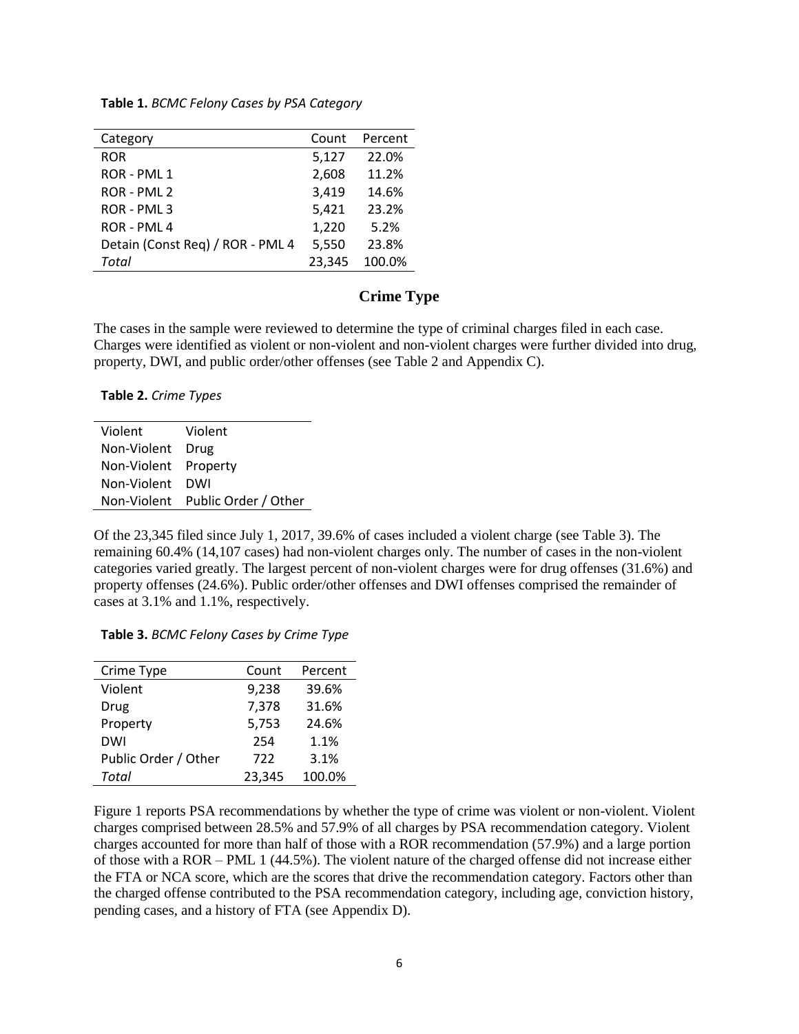**Table 1.** *BCMC Felony Cases by PSA Category*

| Category | Count | Percent |
|---|---|---|
| ROR | 5,127 | 22.0% |
| ROR - PML 1 | 2,608 | 11.2% |
| ROR - PML 2 | 3,419 | 14.6% |
| ROR - PML 3 | 5,421 | 23.2% |
| ROR - PML 4 | 1,220 | 5.2% |
| Detain (Const Req) / ROR - PML 4 | 5,550 | 23.8% |
| *Total* | 23,345 | 100.0% |

## Crime Type

The cases in the sample were reviewed to determine the type of criminal charges filed in each case. Charges were identified as violent or non-violent and non-violent charges were further divided into drug, property, DWI, and public order/other offenses (see Table 2 and Appendix C).

**Table 2.** *Crime Types*

| | |
|---|---|
| Violent | Violent |
| Non-Violent | Drug |
| Non-Violent | Property |
| Non-Violent | DWI |
| Non-Violent | Public Order / Other |

Of the 23,345 filed since July 1, 2017, 39.6% of cases included a violent charge (see Table 3). The remaining 60.4% (14,107 cases) had non-violent charges only. The number of cases in the non-violent categories varied greatly. The largest percent of non-violent charges were for drug offenses (31.6%) and property offenses (24.6%). Public order/other offenses and DWI offenses comprised the remainder of cases at 3.1% and 1.1%, respectively.

**Table 3.** *BCMC Felony Cases by Crime Type*

| Crime Type | Count | Percent |
|---|---|---|
| Violent | 9,238 | 39.6% |
| Drug | 7,378 | 31.6% |
| Property | 5,753 | 24.6% |
| DWI | 254 | 1.1% |
| Public Order / Other | 722 | 3.1% |
| *Total* | 23,345 | 100.0% |

Figure 1 reports PSA recommendations by whether the type of crime was violent or non-violent. Violent charges comprised between 28.5% and 57.9% of all charges by PSA recommendation category. Violent charges accounted for more than half of those with a ROR recommendation (57.9%) and a large portion of those with a ROR – PML 1 (44.5%). The violent nature of the charged offense did not increase either the FTA or NCA score, which are the scores that drive the recommendation category. Factors other than the charged offense contributed to the PSA recommendation category, including age, conviction history, pending cases, and a history of FTA (see Appendix D).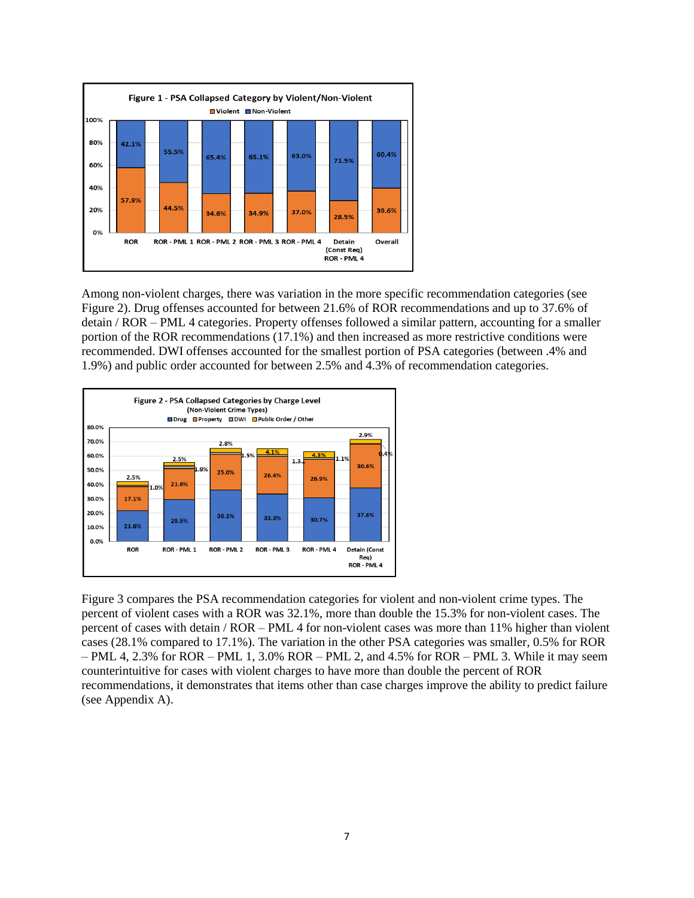Among non-violent charges, there was variation in the more specific recommendation categories (see Figure 2). Drug offenses accounted for between 21.6% of ROR recommendations and up to 37.6% of detain / ROR – PML 4 categories. Property offenses followed a similar pattern, accounting for a smaller portion of the ROR recommendations (17.1%) and then increased as more restrictive conditions were recommended. DWI offenses accounted for the smallest portion of PSA categories (between .4% and 1.9%) and public order accounted for between 2.5% and 4.3% of recommendation categories.

Figure 3 compares the PSA recommendation categories for violent and non-violent crime types. The percent of violent cases with a ROR was 32.1%, more than double the 15.3% for non-violent cases. The percent of cases with detain / ROR – PML 4 for non-violent cases was more than 11% higher than violent cases (28.1% compared to 17.1%). The variation in the other PSA categories was smaller, 0.5% for ROR – PML 4, 2.3% for ROR – PML 1, 3.0% ROR – PML 2, and 4.5% for ROR – PML 3. While it may seem counterintuitive for cases with violent charges to have more than double the percent of ROR recommendations, it demonstrates that items other than case charges improve the ability to predict failure (see Appendix A).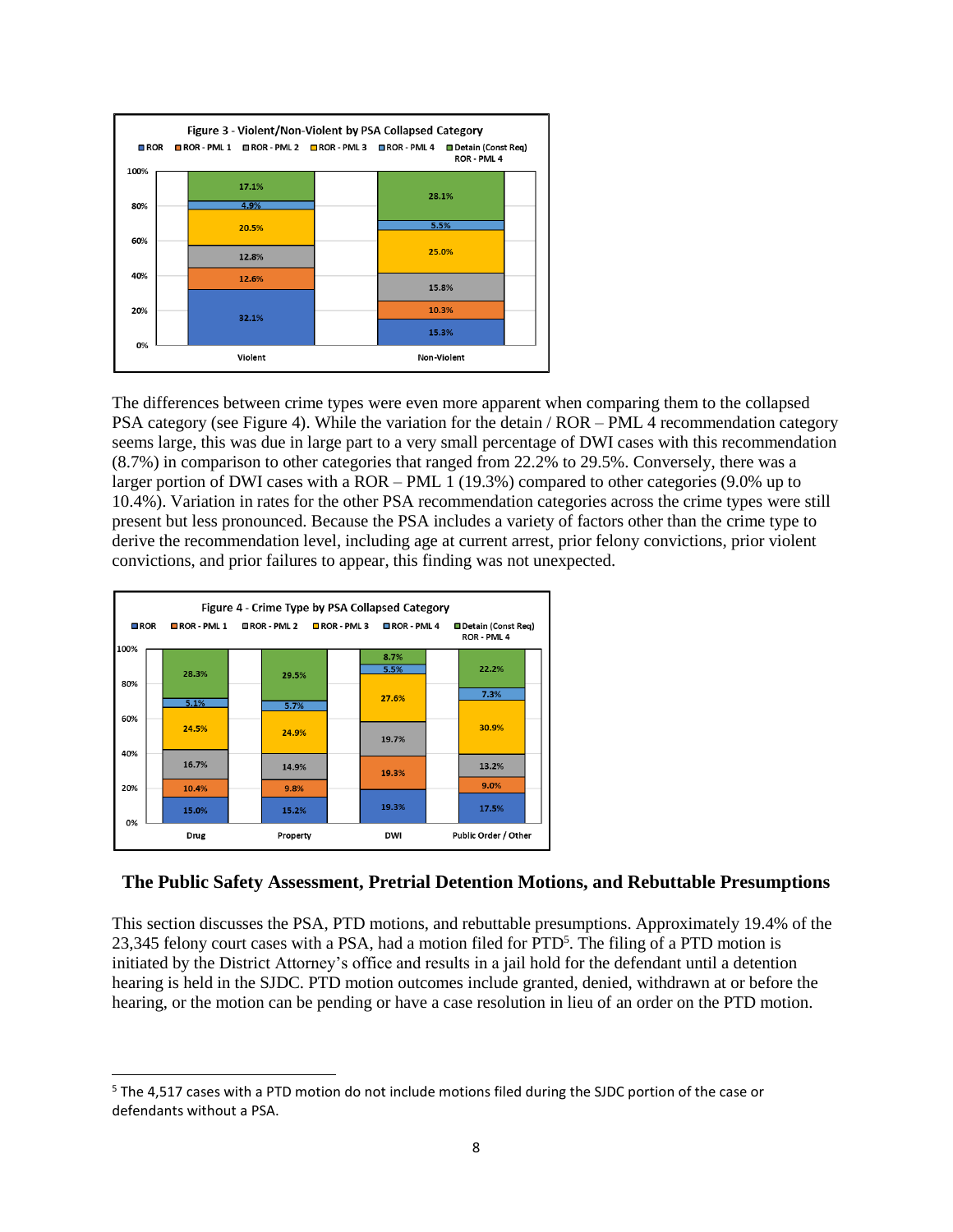Figure 3 - Violent/Non-Violent by PSA Collapsed Category

| | ROR | ROR - PML 1 | ROR - PML 2 | ROR - PML 3 | ROR - PML 4 | Detain (Const Req) ROR - PML 4 |
|---|---|---|---|---|---|---|
| Violent | 32.1% | 12.6% | 12.8% | 20.5% | 4.9% | 17.1% |
| Non-Violent | 15.3% | 10.3% | 15.8% | 25.0% | 5.5% | 28.1% |

The differences between crime types were even more apparent when comparing them to the collapsed PSA category (see Figure 4). While the variation for the detain / ROR – PML 4 recommendation category seems large, this was due in large part to a very small percentage of DWI cases with this recommendation (8.7%) in comparison to other categories that ranged from 22.2% to 29.5%. Conversely, there was a larger portion of DWI cases with a ROR – PML 1 (19.3%) compared to other categories (9.0% up to 10.4%). Variation in rates for the other PSA recommendation categories across the crime types were still present but less pronounced. Because the PSA includes a variety of factors other than the crime type to derive the recommendation level, including age at current arrest, prior felony convictions, prior violent convictions, and prior failures to appear, this finding was not unexpected.

Figure 4 - Crime Type by PSA Collapsed Category

| | ROR | ROR - PML 1 | ROR - PML 2 | ROR - PML 3 | ROR - PML 4 | Detain (Const Req) ROR - PML 4 |
|---|---|---|---|---|---|---|
| Drug | 15.0% | 10.4% | 16.7% | 24.5% | 5.1% | 28.3% |
| Property | 15.2% | 9.8% | 14.9% | 24.9% | 5.7% | 29.5% |
| DWI | 19.3% | 19.3% | 19.7% | 27.6% | 5.5% | 8.7% |
| Public Order / Other | 17.5% | 9.0% | 13.2% | 30.9% | 7.3% | 22.2% |

## The Public Safety Assessment, Pretrial Detention Motions, and Rebuttable Presumptions

This section discusses the PSA, PTD motions, and rebuttable presumptions. Approximately 19.4% of the 23,345 felony court cases with a PSA, had a motion filed for PTD[5]. The filing of a PTD motion is initiated by the District Attorney's office and results in a jail hold for the defendant until a detention hearing is held in the SJDC. PTD motion outcomes include granted, denied, withdrawn at or before the hearing, or the motion can be pending or have a case resolution in lieu of an order on the PTD motion.

[5] The 4,517 cases with a PTD motion do not include motions filed during the SJDC portion of the case or defendants without a PSA.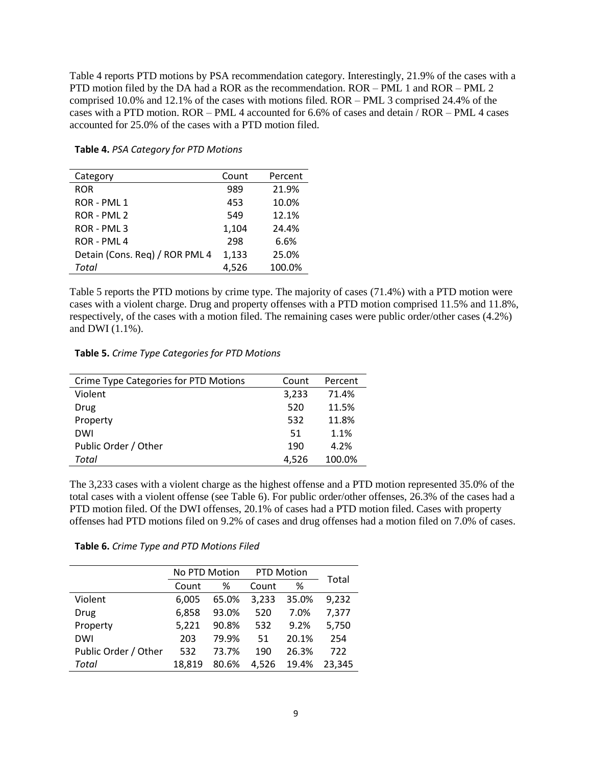Table 4 reports PTD motions by PSA recommendation category. Interestingly, 21.9% of the cases with a PTD motion filed by the DA had a ROR as the recommendation. ROR – PML 1 and ROR – PML 2 comprised 10.0% and 12.1% of the cases with motions filed. ROR – PML 3 comprised 24.4% of the cases with a PTD motion. ROR – PML 4 accounted for 6.6% of cases and detain / ROR – PML 4 cases accounted for 25.0% of the cases with a PTD motion filed.

**Table 4.** *PSA Category for PTD Motions*

| Category | Count | Percent |
|---|---|---|
| ROR | 989 | 21.9% |
| ROR - PML 1 | 453 | 10.0% |
| ROR - PML 2 | 549 | 12.1% |
| ROR - PML 3 | 1,104 | 24.4% |
| ROR - PML 4 | 298 | 6.6% |
| Detain (Cons. Req) / ROR PML 4 | 1,133 | 25.0% |
| *Total* | 4,526 | 100.0% |

Table 5 reports the PTD motions by crime type. The majority of cases (71.4%) with a PTD motion were cases with a violent charge. Drug and property offenses with a PTD motion comprised 11.5% and 11.8%, respectively, of the cases with a motion filed. The remaining cases were public order/other cases (4.2%) and DWI (1.1%).

**Table 5.** *Crime Type Categories for PTD Motions*

| Crime Type Categories for PTD Motions | Count | Percent |
|---|---|---|
| Violent | 3,233 | 71.4% |
| Drug | 520 | 11.5% |
| Property | 532 | 11.8% |
| DWI | 51 | 1.1% |
| Public Order / Other | 190 | 4.2% |
| *Total* | 4,526 | 100.0% |

The 3,233 cases with a violent charge as the highest offense and a PTD motion represented 35.0% of the total cases with a violent offense (see Table 6). For public order/other offenses, 26.3% of the cases had a PTD motion filed. Of the DWI offenses, 20.1% of cases had a PTD motion filed. Cases with property offenses had PTD motions filed on 9.2% of cases and drug offenses had a motion filed on 7.0% of cases.

**Table 6.** *Crime Type and PTD Motions Filed*

| | No PTD Motion | | PTD Motion | | Total |
|---|---|---|---|---|---|
| | Count | % | Count | % | |
| Violent | 6,005 | 65.0% | 3,233 | 35.0% | 9,232 |
| Drug | 6,858 | 93.0% | 520 | 7.0% | 7,377 |
| Property | 5,221 | 90.8% | 532 | 9.2% | 5,750 |
| DWI | 203 | 79.9% | 51 | 20.1% | 254 |
| Public Order / Other | 532 | 73.7% | 190 | 26.3% | 722 |
| *Total* | 18,819 | 80.6% | 4,526 | 19.4% | 23,345 |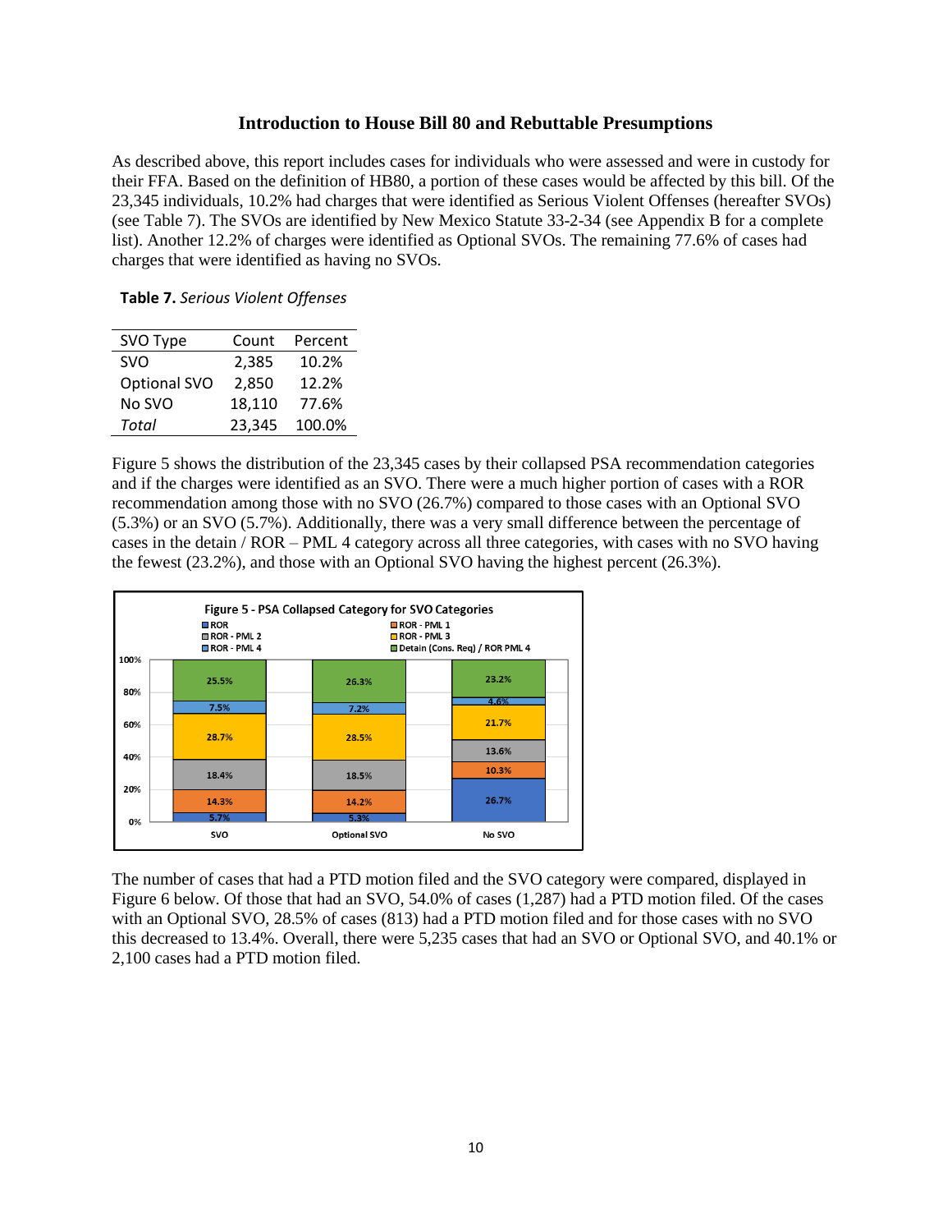## Introduction to House Bill 80 and Rebuttable Presumptions

As described above, this report includes cases for individuals who were assessed and were in custody for their FFA. Based on the definition of HB80, a portion of these cases would be affected by this bill. Of the 23,345 individuals, 10.2% had charges that were identified as Serious Violent Offenses (hereafter SVOs) (see Table 7). The SVOs are identified by New Mexico Statute 33-2-34 (see Appendix B for a complete list). Another 12.2% of charges were identified as Optional SVOs. The remaining 77.6% of cases had charges that were identified as having no SVOs.

**Table 7.** *Serious Violent Offenses*

| SVO Type | Count | Percent |
|---|---|---|
| SVO | 2,385 | 10.2% |
| Optional SVO | 2,850 | 12.2% |
| No SVO | 18,110 | 77.6% |
| *Total* | 23,345 | 100.0% |

Figure 5 shows the distribution of the 23,345 cases by their collapsed PSA recommendation categories and if the charges were identified as an SVO. There were a much higher portion of cases with a ROR recommendation among those with no SVO (26.7%) compared to those cases with an Optional SVO (5.3%) or an SVO (5.7%). Additionally, there was a very small difference between the percentage of cases in the detain / ROR – PML 4 category across all three categories, with cases with no SVO having the fewest (23.2%), and those with an Optional SVO having the highest percent (26.3%).

**Figure 5 - PSA Collapsed Category for SVO Categories**

| Category | SVO | Optional SVO | No SVO |
|---|---|---|---|
| ROR | 5.7% | 5.3% | 26.7% |
| ROR - PML 1 | 14.3% | 14.2% | 10.3% |
| ROR - PML 2 | 18.4% | 18.5% | 13.6% |
| ROR - PML 3 | 28.7% | 28.5% | 21.7% |
| ROR - PML 4 | 7.5% | 7.2% | 4.6% |
| Detain (Cons. Req) / ROR PML 4 | 25.5% | 26.3% | 23.2% |

The number of cases that had a PTD motion filed and the SVO category were compared, displayed in Figure 6 below. Of those that had an SVO, 54.0% of cases (1,287) had a PTD motion filed. Of the cases with an Optional SVO, 28.5% of cases (813) had a PTD motion filed and for those cases with no SVO this decreased to 13.4%. Overall, there were 5,235 cases that had an SVO or Optional SVO, and 40.1% or 2,100 cases had a PTD motion filed.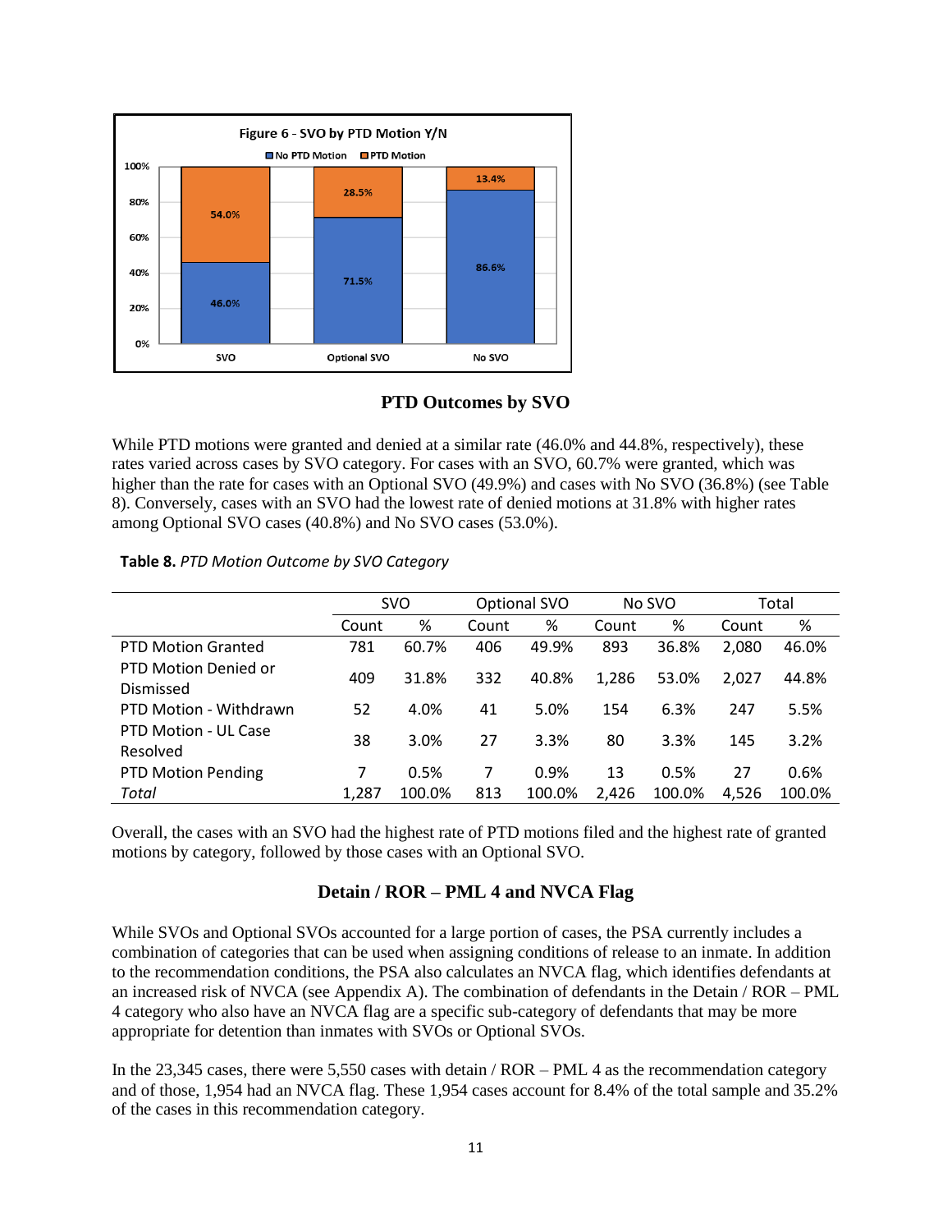Figure 6 - SVO by PTD Motion Y/N

## PTD Outcomes by SVO

While PTD motions were granted and denied at a similar rate (46.0% and 44.8%, respectively), these rates varied across cases by SVO category. For cases with an SVO, 60.7% were granted, which was higher than the rate for cases with an Optional SVO (49.9%) and cases with No SVO (36.8%) (see Table 8). Conversely, cases with an SVO had the lowest rate of denied motions at 31.8% with higher rates among Optional SVO cases (40.8%) and No SVO cases (53.0%).

**Table 8.** *PTD Motion Outcome by SVO Category*

| | SVO | | Optional SVO | | No SVO | | Total | |
|---|---|---|---|---|---|---|---|---|
| | Count | % | Count | % | Count | % | Count | % |
| PTD Motion Granted | 781 | 60.7% | 406 | 49.9% | 893 | 36.8% | 2,080 | 46.0% |
| PTD Motion Denied or Dismissed | 409 | 31.8% | 332 | 40.8% | 1,286 | 53.0% | 2,027 | 44.8% |
| PTD Motion - Withdrawn | 52 | 4.0% | 41 | 5.0% | 154 | 6.3% | 247 | 5.5% |
| PTD Motion - UL Case Resolved | 38 | 3.0% | 27 | 3.3% | 80 | 3.3% | 145 | 3.2% |
| PTD Motion Pending | 7 | 0.5% | 7 | 0.9% | 13 | 0.5% | 27 | 0.6% |
| *Total* | 1,287 | 100.0% | 813 | 100.0% | 2,426 | 100.0% | 4,526 | 100.0% |

Overall, the cases with an SVO had the highest rate of PTD motions filed and the highest rate of granted motions by category, followed by those cases with an Optional SVO.

## Detain / ROR – PML 4 and NVCA Flag

While SVOs and Optional SVOs accounted for a large portion of cases, the PSA currently includes a combination of categories that can be used when assigning conditions of release to an inmate. In addition to the recommendation conditions, the PSA also calculates an NVCA flag, which identifies defendants at an increased risk of NVCA (see Appendix A). The combination of defendants in the Detain / ROR – PML 4 category who also have an NVCA flag are a specific sub-category of defendants that may be more appropriate for detention than inmates with SVOs or Optional SVOs.

In the 23,345 cases, there were 5,550 cases with detain / ROR – PML 4 as the recommendation category and of those, 1,954 had an NVCA flag. These 1,954 cases account for 8.4% of the total sample and 35.2% of the cases in this recommendation category.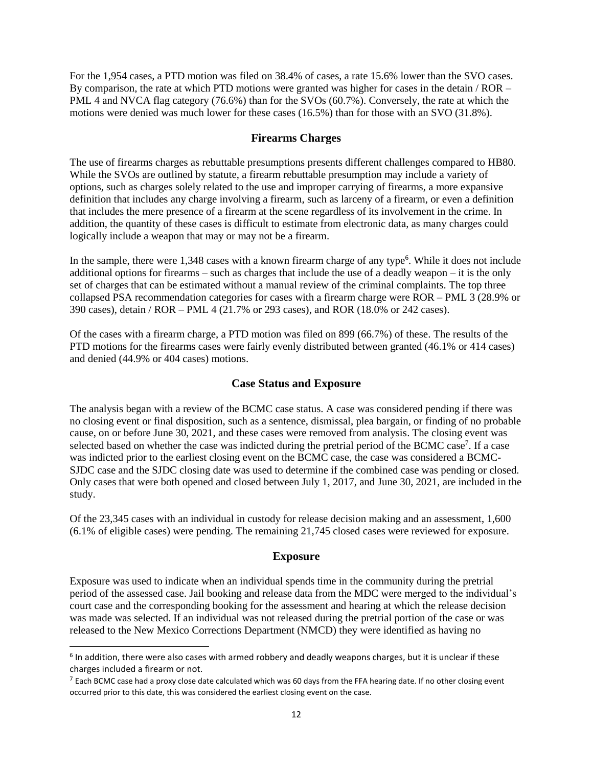For the 1,954 cases, a PTD motion was filed on 38.4% of cases, a rate 15.6% lower than the SVO cases. By comparison, the rate at which PTD motions were granted was higher for cases in the detain / ROR – PML 4 and NVCA flag category (76.6%) than for the SVOs (60.7%). Conversely, the rate at which the motions were denied was much lower for these cases (16.5%) than for those with an SVO (31.8%).

## Firearms Charges

The use of firearms charges as rebuttable presumptions presents different challenges compared to HB80. While the SVOs are outlined by statute, a firearm rebuttable presumption may include a variety of options, such as charges solely related to the use and improper carrying of firearms, a more expansive definition that includes any charge involving a firearm, such as larceny of a firearm, or even a definition that includes the mere presence of a firearm at the scene regardless of its involvement in the crime. In addition, the quantity of these cases is difficult to estimate from electronic data, as many charges could logically include a weapon that may or may not be a firearm.

In the sample, there were 1,348 cases with a known firearm charge of any type[6]. While it does not include additional options for firearms – such as charges that include the use of a deadly weapon – it is the only set of charges that can be estimated without a manual review of the criminal complaints. The top three collapsed PSA recommendation categories for cases with a firearm charge were ROR – PML 3 (28.9% or 390 cases), detain / ROR – PML 4 (21.7% or 293 cases), and ROR (18.0% or 242 cases).

Of the cases with a firearm charge, a PTD motion was filed on 899 (66.7%) of these. The results of the PTD motions for the firearms cases were fairly evenly distributed between granted (46.1% or 414 cases) and denied (44.9% or 404 cases) motions.

## Case Status and Exposure

The analysis began with a review of the BCMC case status. A case was considered pending if there was no closing event or final disposition, such as a sentence, dismissal, plea bargain, or finding of no probable cause, on or before June 30, 2021, and these cases were removed from analysis. The closing event was selected based on whether the case was indicted during the pretrial period of the BCMC case[7]. If a case was indicted prior to the earliest closing event on the BCMC case, the case was considered a BCMC-SJDC case and the SJDC closing date was used to determine if the combined case was pending or closed. Only cases that were both opened and closed between July 1, 2017, and June 30, 2021, are included in the study.

Of the 23,345 cases with an individual in custody for release decision making and an assessment, 1,600 (6.1% of eligible cases) were pending. The remaining 21,745 closed cases were reviewed for exposure.

## Exposure

Exposure was used to indicate when an individual spends time in the community during the pretrial period of the assessed case. Jail booking and release data from the MDC were merged to the individual's court case and the corresponding booking for the assessment and hearing at which the release decision was made was selected. If an individual was not released during the pretrial portion of the case or was released to the New Mexico Corrections Department (NMCD) they were identified as having no

---

[6] In addition, there were also cases with armed robbery and deadly weapons charges, but it is unclear if these charges included a firearm or not.

[7] Each BCMC case had a proxy close date calculated which was 60 days from the FFA hearing date. If no other closing event occurred prior to this date, this was considered the earliest closing event on the case.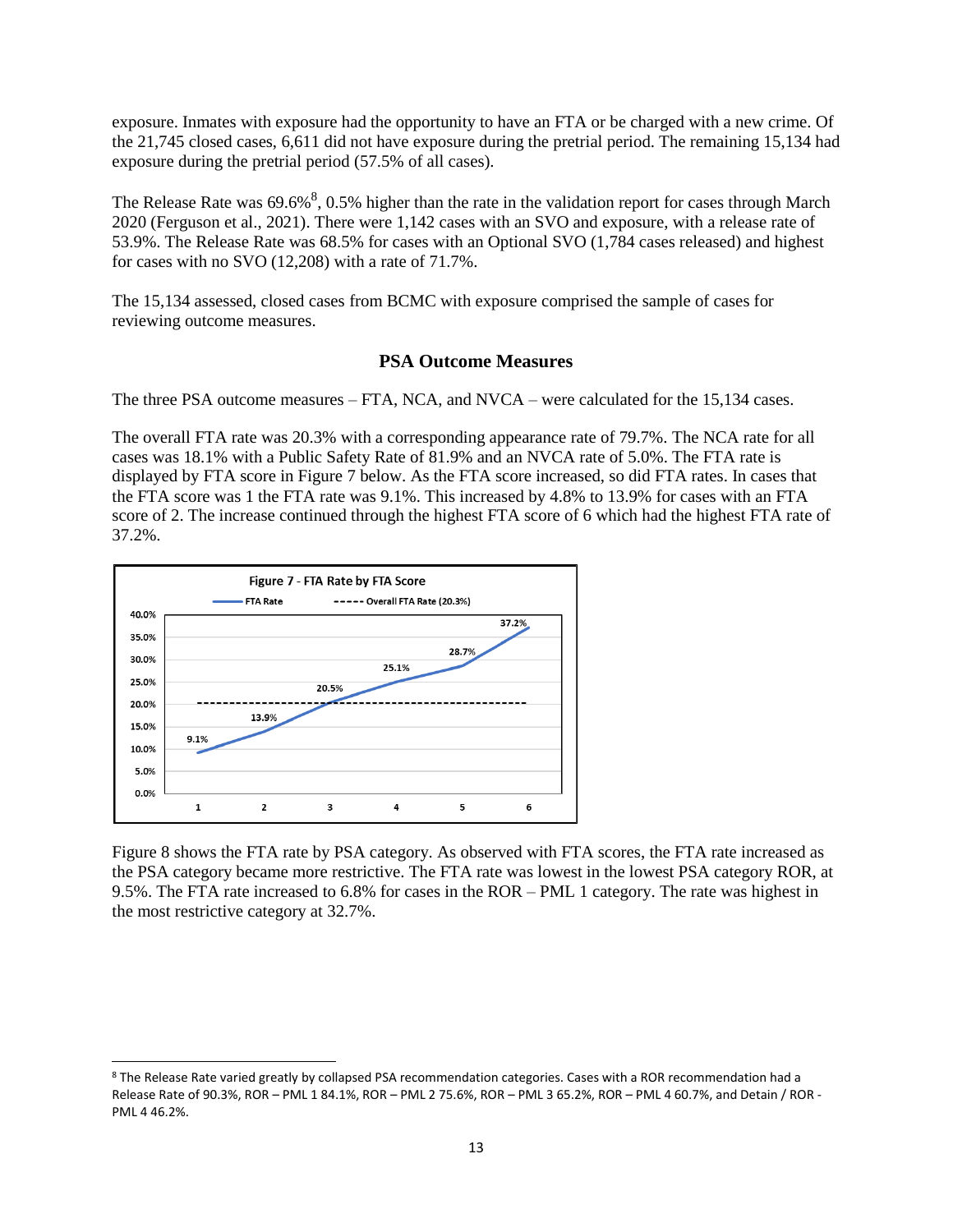exposure. Inmates with exposure had the opportunity to have an FTA or be charged with a new crime. Of the 21,745 closed cases, 6,611 did not have exposure during the pretrial period. The remaining 15,134 had exposure during the pretrial period (57.5% of all cases).

The Release Rate was 69.6%[8], 0.5% higher than the rate in the validation report for cases through March 2020 (Ferguson et al., 2021). There were 1,142 cases with an SVO and exposure, with a release rate of 53.9%. The Release Rate was 68.5% for cases with an Optional SVO (1,784 cases released) and highest for cases with no SVO (12,208) with a rate of 71.7%.

The 15,134 assessed, closed cases from BCMC with exposure comprised the sample of cases for reviewing outcome measures.

## PSA Outcome Measures

The three PSA outcome measures – FTA, NCA, and NVCA – were calculated for the 15,134 cases.

The overall FTA rate was 20.3% with a corresponding appearance rate of 79.7%. The NCA rate for all cases was 18.1% with a Public Safety Rate of 81.9% and an NVCA rate of 5.0%. The FTA rate is displayed by FTA score in Figure 7 below. As the FTA score increased, so did FTA rates. In cases that the FTA score was 1 the FTA rate was 9.1%. This increased by 4.8% to 13.9% for cases with an FTA score of 2. The increase continued through the highest FTA score of 6 which had the highest FTA rate of 37.2%.

**Figure 7 - FTA Rate by FTA Score**

| FTA Score | 1 | 2 | 3 | 4 | 5 | 6 |
|---|---|---|---|---|---|---|
| FTA Rate | 9.1% | 13.9% | 20.5% | 25.1% | 28.7% | 37.2% |
| Overall FTA Rate (20.3%) | 20.3% | 20.3% | 20.3% | 20.3% | 20.3% | 20.3% |

Figure 8 shows the FTA rate by PSA category. As observed with FTA scores, the FTA rate increased as the PSA category became more restrictive. The FTA rate was lowest in the lowest PSA category ROR, at 9.5%. The FTA rate increased to 6.8% for cases in the ROR – PML 1 category. The rate was highest in the most restrictive category at 32.7%.

[8] The Release Rate varied greatly by collapsed PSA recommendation categories. Cases with a ROR recommendation had a Release Rate of 90.3%, ROR – PML 1 84.1%, ROR – PML 2 75.6%, ROR – PML 3 65.2%, ROR – PML 4 60.7%, and Detain / ROR - PML 4 46.2%.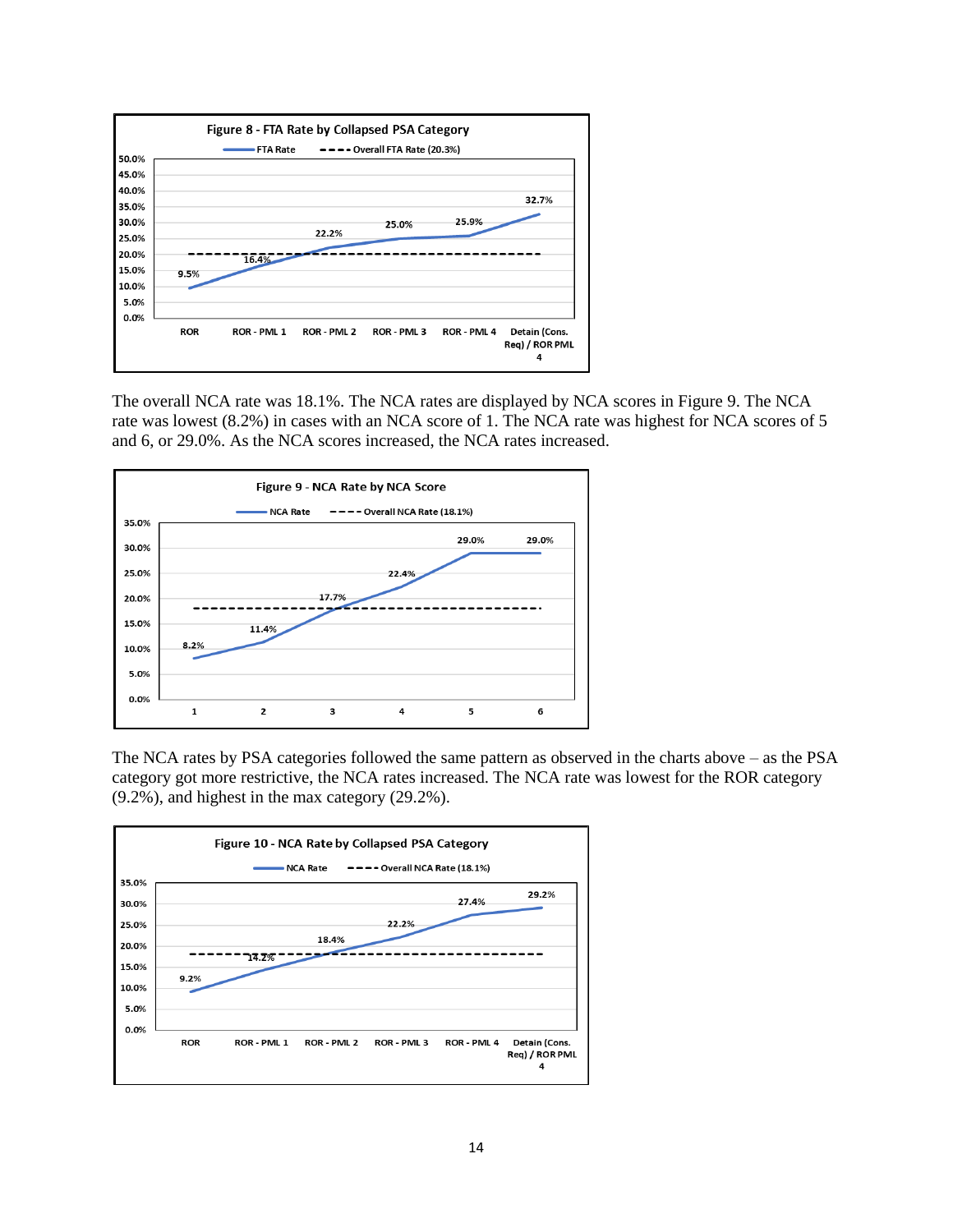**Figure 8 - FTA Rate by Collapsed PSA Category**

| PSA Category | FTA Rate |
|---|---|
| ROR | 9.5% |
| ROR - PML 1 | 16.4% |
| ROR - PML 2 | 22.2% |
| ROR - PML 3 | 25.0% |
| ROR - PML 4 | 25.9% |
| Detain (Cons. Req) / ROR PML 4 | 32.7% |

Overall FTA Rate (20.3%)

The overall NCA rate was 18.1%. The NCA rates are displayed by NCA scores in Figure 9. The NCA rate was lowest (8.2%) in cases with an NCA score of 1. The NCA rate was highest for NCA scores of 5 and 6, or 29.0%. As the NCA scores increased, the NCA rates increased.

**Figure 9 - NCA Rate by NCA Score**

| NCA Score | NCA Rate |
|---|---|
| 1 | 8.2% |
| 2 | 11.4% |
| 3 | 17.7% |
| 4 | 22.4% |
| 5 | 29.0% |
| 6 | 29.0% |

Overall NCA Rate (18.1%)

The NCA rates by PSA categories followed the same pattern as observed in the charts above – as the PSA category got more restrictive, the NCA rates increased. The NCA rate was lowest for the ROR category (9.2%), and highest in the max category (29.2%).

**Figure 10 - NCA Rate by Collapsed PSA Category**

| PSA Category | NCA Rate |
|---|---|
| ROR | 9.2% |
| ROR - PML 1 | 14.2% |
| ROR - PML 2 | 18.4% |
| ROR - PML 3 | 22.2% |
| ROR - PML 4 | 27.4% |
| Detain (Cons. Req) / ROR PML 4 | 29.2% |

Overall NCA Rate (18.1%)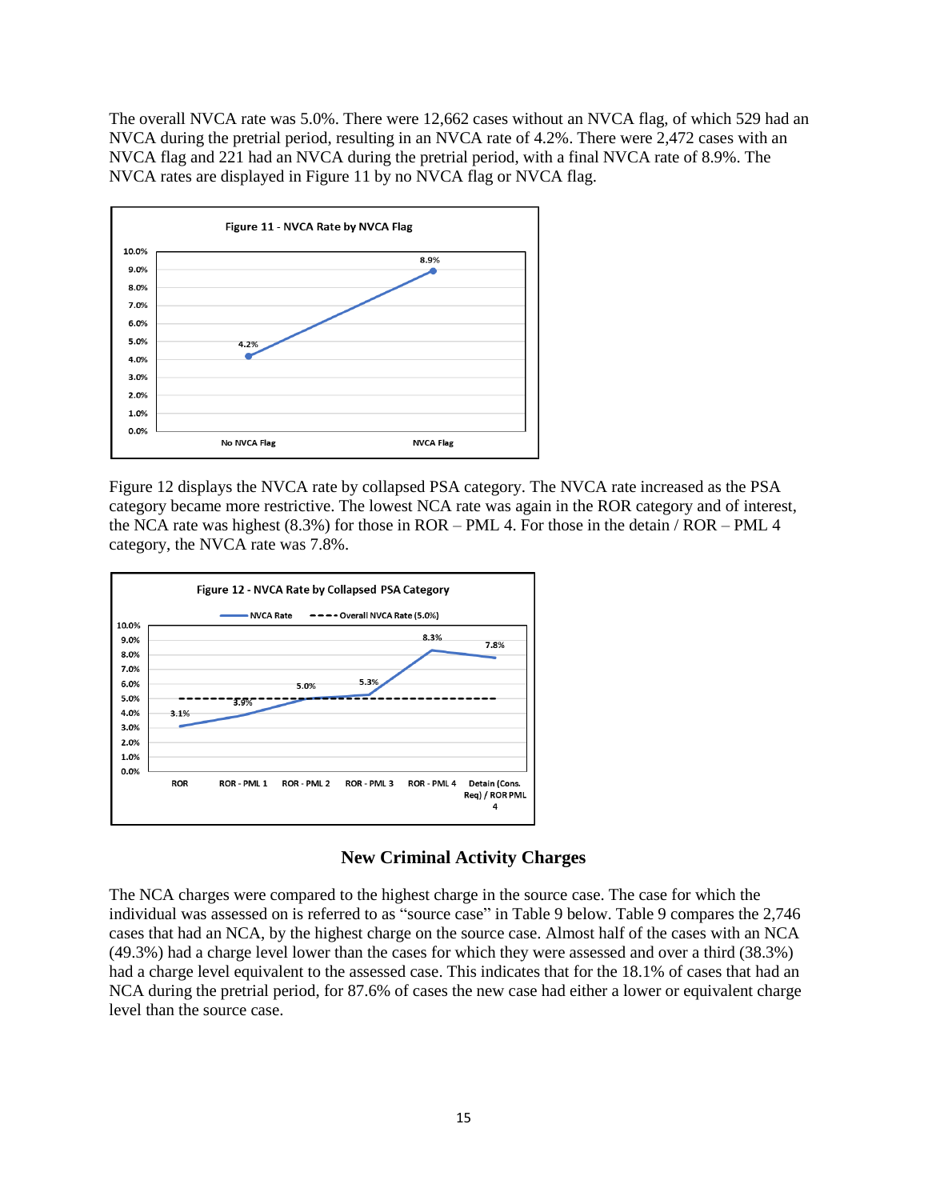The overall NVCA rate was 5.0%. There were 12,662 cases without an NVCA flag, of which 529 had an NVCA during the pretrial period, resulting in an NVCA rate of 4.2%. There were 2,472 cases with an NVCA flag and 221 had an NVCA during the pretrial period, with a final NVCA rate of 8.9%. The NVCA rates are displayed in Figure 11 by no NVCA flag or NVCA flag.

**Figure 11 - NVCA Rate by NVCA Flag**

| | No NVCA Flag | NVCA Flag |
|---|---|---|
| NVCA Rate | 4.2% | 8.9% |

Figure 12 displays the NVCA rate by collapsed PSA category. The NVCA rate increased as the PSA category became more restrictive. The lowest NCA rate was again in the ROR category and of interest, the NCA rate was highest (8.3%) for those in ROR – PML 4. For those in the detain / ROR – PML 4 category, the NVCA rate was 7.8%.

**Figure 12 - NVCA Rate by Collapsed PSA Category**

| | ROR | ROR - PML 1 | ROR - PML 2 | ROR - PML 3 | ROR - PML 4 | Detain (Cons. Req) / ROR PML 4 |
|---|---|---|---|---|---|---|
| NVCA Rate | 3.1% | 3.9% | 5.0% | 5.3% | 8.3% | 7.8% |
| Overall NVCA Rate (5.0%) | 5.0% | 5.0% | 5.0% | 5.0% | 5.0% | 5.0% |

## New Criminal Activity Charges

The NCA charges were compared to the highest charge in the source case. The case for which the individual was assessed on is referred to as "source case" in Table 9 below. Table 9 compares the 2,746 cases that had an NCA, by the highest charge on the source case. Almost half of the cases with an NCA (49.3%) had a charge level lower than the cases for which they were assessed and over a third (38.3%) had a charge level equivalent to the assessed case. This indicates that for the 18.1% of cases that had an NCA during the pretrial period, for 87.6% of cases the new case had either a lower or equivalent charge level than the source case.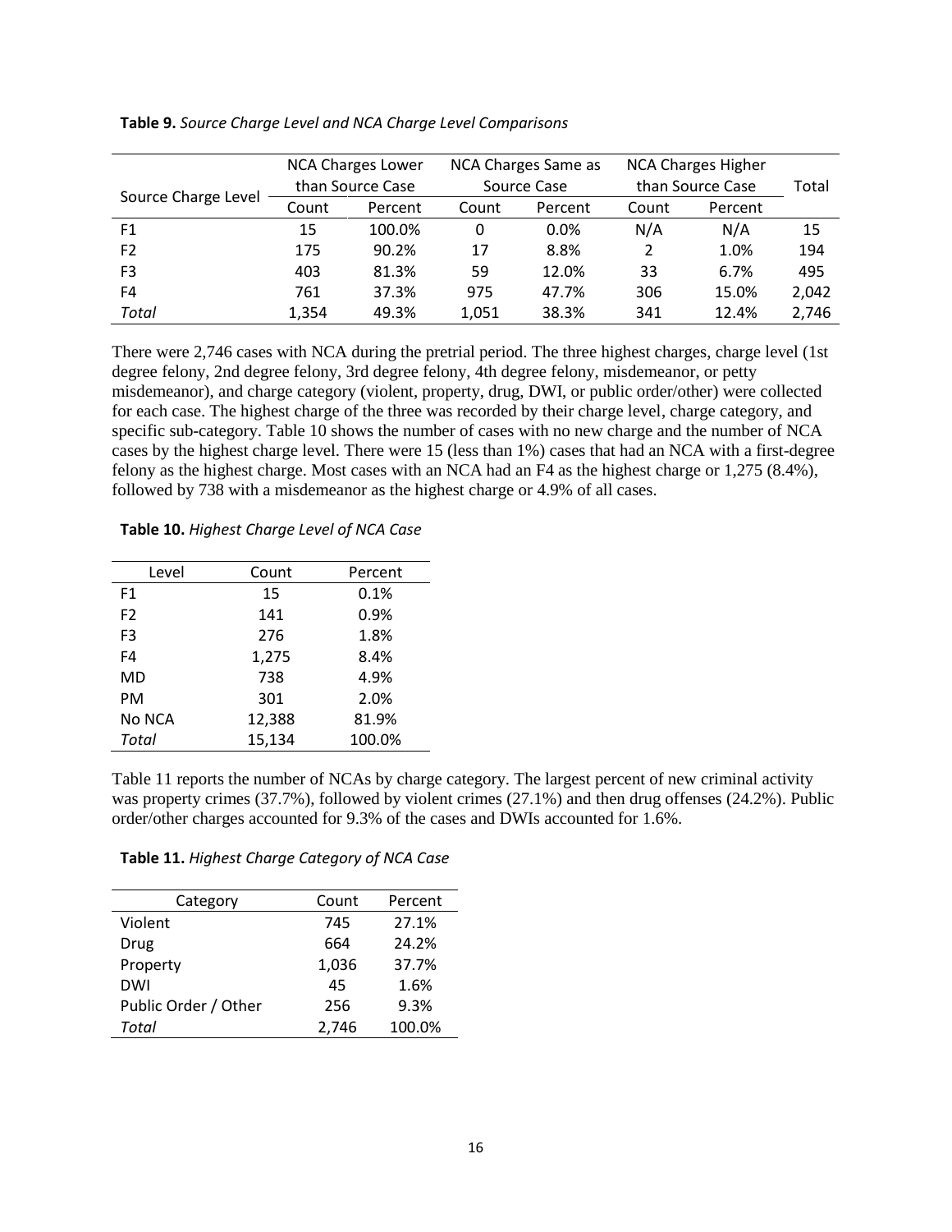**Table 9.** *Source Charge Level and NCA Charge Level Comparisons*

| Source Charge Level | NCA Charges Lower than Source Case | | NCA Charges Same as Source Case | | NCA Charges Higher than Source Case | | Total |
|---|---|---|---|---|---|---|---|
| | Count | Percent | Count | Percent | Count | Percent | |
| F1 | 15 | 100.0% | 0 | 0.0% | N/A | N/A | 15 |
| F2 | 175 | 90.2% | 17 | 8.8% | 2 | 1.0% | 194 |
| F3 | 403 | 81.3% | 59 | 12.0% | 33 | 6.7% | 495 |
| F4 | 761 | 37.3% | 975 | 47.7% | 306 | 15.0% | 2,042 |
| *Total* | 1,354 | 49.3% | 1,051 | 38.3% | 341 | 12.4% | 2,746 |

There were 2,746 cases with NCA during the pretrial period. The three highest charges, charge level (1st degree felony, 2nd degree felony, 3rd degree felony, 4th degree felony, misdemeanor, or petty misdemeanor), and charge category (violent, property, drug, DWI, or public order/other) were collected for each case. The highest charge of the three was recorded by their charge level, charge category, and specific sub-category. Table 10 shows the number of cases with no new charge and the number of NCA cases by the highest charge level. There were 15 (less than 1%) cases that had an NCA with a first-degree felony as the highest charge. Most cases with an NCA had an F4 as the highest charge or 1,275 (8.4%), followed by 738 with a misdemeanor as the highest charge or 4.9% of all cases.

**Table 10.** *Highest Charge Level of NCA Case*

| Level | Count | Percent |
|---|---|---|
| F1 | 15 | 0.1% |
| F2 | 141 | 0.9% |
| F3 | 276 | 1.8% |
| F4 | 1,275 | 8.4% |
| MD | 738 | 4.9% |
| PM | 301 | 2.0% |
| No NCA | 12,388 | 81.9% |
| *Total* | 15,134 | 100.0% |

Table 11 reports the number of NCAs by charge category. The largest percent of new criminal activity was property crimes (37.7%), followed by violent crimes (27.1%) and then drug offenses (24.2%). Public order/other charges accounted for 9.3% of the cases and DWIs accounted for 1.6%.

**Table 11.** *Highest Charge Category of NCA Case*

| Category | Count | Percent |
|---|---|---|
| Violent | 745 | 27.1% |
| Drug | 664 | 24.2% |
| Property | 1,036 | 37.7% |
| DWI | 45 | 1.6% |
| Public Order / Other | 256 | 9.3% |
| *Total* | 2,746 | 100.0% |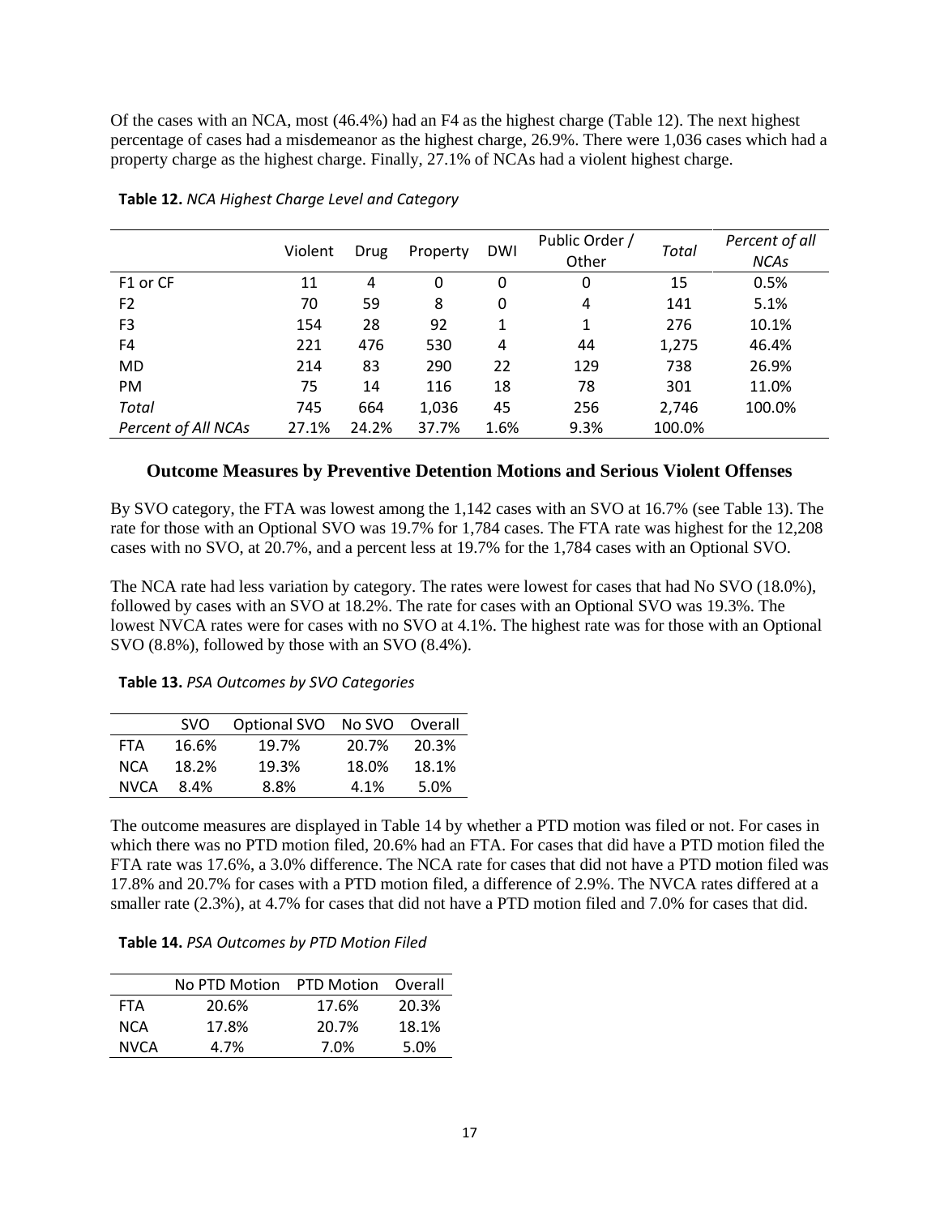Of the cases with an NCA, most (46.4%) had an F4 as the highest charge (Table 12). The next highest percentage of cases had a misdemeanor as the highest charge, 26.9%. There were 1,036 cases which had a property charge as the highest charge. Finally, 27.1% of NCAs had a violent highest charge.

**Table 12.** *NCA Highest Charge Level and Category*

| | Violent | Drug | Property | DWI | Public Order / Other | *Total* | *Percent of all NCAs* |
|---|---|---|---|---|---|---|---|
| F1 or CF | 11 | 4 | 0 | 0 | 0 | 15 | 0.5% |
| F2 | 70 | 59 | 8 | 0 | 4 | 141 | 5.1% |
| F3 | 154 | 28 | 92 | 1 | 1 | 276 | 10.1% |
| F4 | 221 | 476 | 530 | 4 | 44 | 1,275 | 46.4% |
| MD | 214 | 83 | 290 | 22 | 129 | 738 | 26.9% |
| PM | 75 | 14 | 116 | 18 | 78 | 301 | 11.0% |
| *Total* | 745 | 664 | 1,036 | 45 | 256 | 2,746 | 100.0% |
| *Percent of All NCAs* | 27.1% | 24.2% | 37.7% | 1.6% | 9.3% | 100.0% | |

## Outcome Measures by Preventive Detention Motions and Serious Violent Offenses

By SVO category, the FTA was lowest among the 1,142 cases with an SVO at 16.7% (see Table 13). The rate for those with an Optional SVO was 19.7% for 1,784 cases. The FTA rate was highest for the 12,208 cases with no SVO, at 20.7%, and a percent less at 19.7% for the 1,784 cases with an Optional SVO.

The NCA rate had less variation by category. The rates were lowest for cases that had No SVO (18.0%), followed by cases with an SVO at 18.2%. The rate for cases with an Optional SVO was 19.3%. The lowest NVCA rates were for cases with no SVO at 4.1%. The highest rate was for those with an Optional SVO (8.8%), followed by those with an SVO (8.4%).

**Table 13.** *PSA Outcomes by SVO Categories*

| | SVO | Optional SVO | No SVO | Overall |
|---|---|---|---|---|
| FTA | 16.6% | 19.7% | 20.7% | 20.3% |
| NCA | 18.2% | 19.3% | 18.0% | 18.1% |
| NVCA | 8.4% | 8.8% | 4.1% | 5.0% |

The outcome measures are displayed in Table 14 by whether a PTD motion was filed or not. For cases in which there was no PTD motion filed, 20.6% had an FTA. For cases that did have a PTD motion filed the FTA rate was 17.6%, a 3.0% difference. The NCA rate for cases that did not have a PTD motion filed was 17.8% and 20.7% for cases with a PTD motion filed, a difference of 2.9%. The NVCA rates differed at a smaller rate (2.3%), at 4.7% for cases that did not have a PTD motion filed and 7.0% for cases that did.

**Table 14.** *PSA Outcomes by PTD Motion Filed*

| | No PTD Motion | PTD Motion | Overall |
|---|---|---|---|
| FTA | 20.6% | 17.6% | 20.3% |
| NCA | 17.8% | 20.7% | 18.1% |
| NVCA | 4.7% | 7.0% | 5.0% |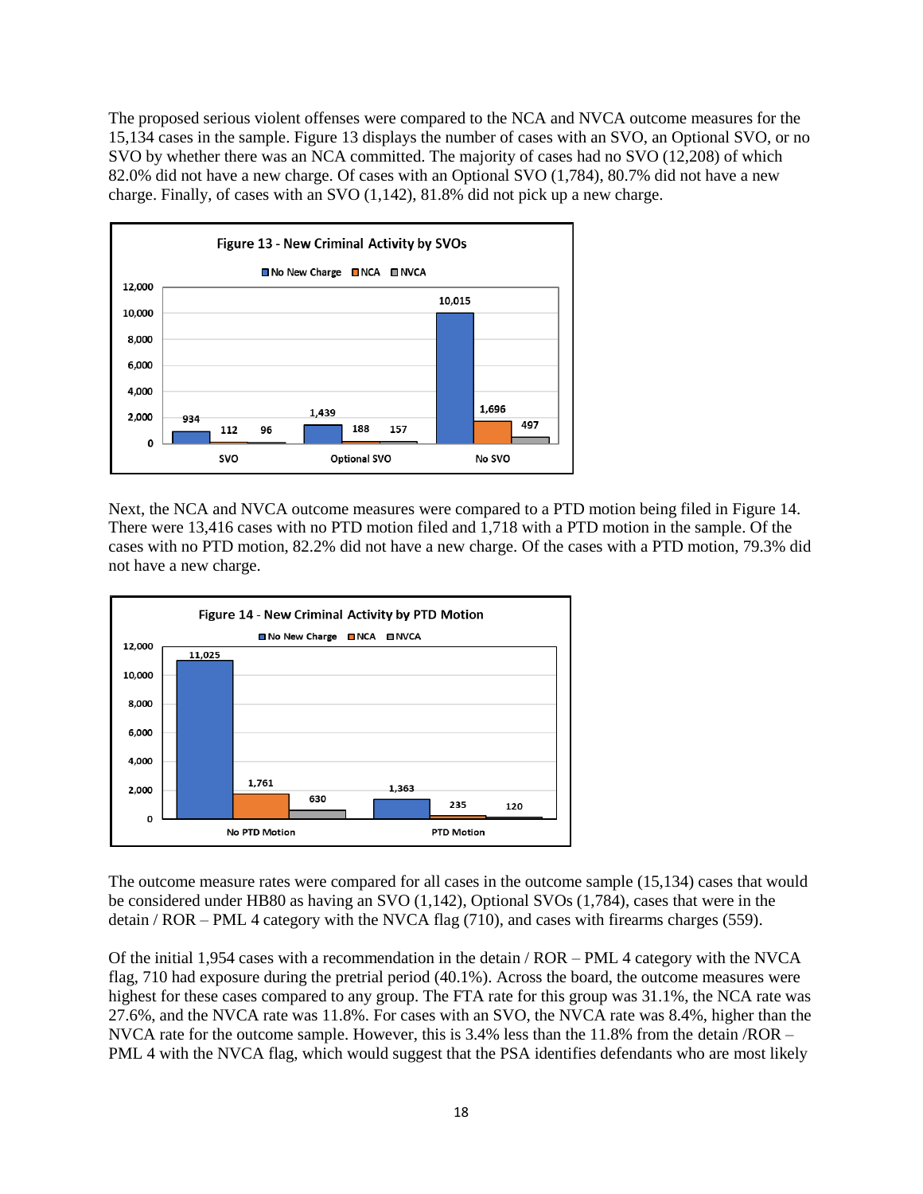The proposed serious violent offenses were compared to the NCA and NVCA outcome measures for the 15,134 cases in the sample. Figure 13 displays the number of cases with an SVO, an Optional SVO, or no SVO by whether there was an NCA committed. The majority of cases had no SVO (12,208) of which 82.0% did not have a new charge. Of cases with an Optional SVO (1,784), 80.7% did not have a new charge. Finally, of cases with an SVO (1,142), 81.8% did not pick up a new charge.

**Figure 13 - New Criminal Activity by SVOs**

| | No New Charge | NCA | NVCA |
|---|---|---|---|
| SVO | 934 | 112 | 96 |
| Optional SVO | 1,439 | 188 | 157 |
| No SVO | 10,015 | 1,696 | 497 |

Next, the NCA and NVCA outcome measures were compared to a PTD motion being filed in Figure 14. There were 13,416 cases with no PTD motion filed and 1,718 with a PTD motion in the sample. Of the cases with no PTD motion, 82.2% did not have a new charge. Of the cases with a PTD motion, 79.3% did not have a new charge.

**Figure 14 - New Criminal Activity by PTD Motion**

| | No New Charge | NCA | NVCA |
|---|---|---|---|
| No PTD Motion | 11,025 | 1,761 | 630 |
| PTD Motion | 1,363 | 235 | 120 |

The outcome measure rates were compared for all cases in the outcome sample (15,134) cases that would be considered under HB80 as having an SVO (1,142), Optional SVOs (1,784), cases that were in the detain / ROR – PML 4 category with the NVCA flag (710), and cases with firearms charges (559).

Of the initial 1,954 cases with a recommendation in the detain / ROR – PML 4 category with the NVCA flag, 710 had exposure during the pretrial period (40.1%). Across the board, the outcome measures were highest for these cases compared to any group. The FTA rate for this group was 31.1%, the NCA rate was 27.6%, and the NVCA rate was 11.8%. For cases with an SVO, the NVCA rate was 8.4%, higher than the NVCA rate for the outcome sample. However, this is 3.4% less than the 11.8% from the detain /ROR – PML 4 with the NVCA flag, which would suggest that the PSA identifies defendants who are most likely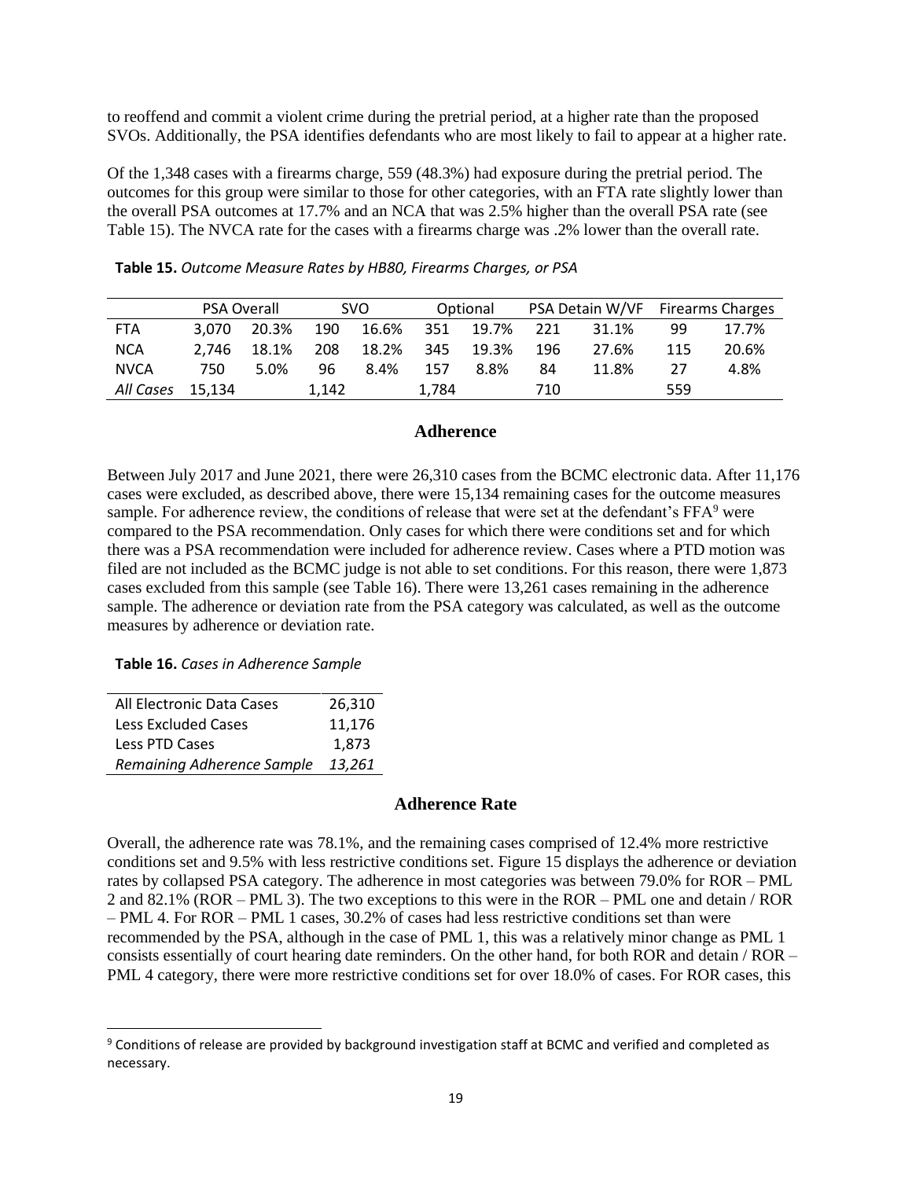to reoffend and commit a violent crime during the pretrial period, at a higher rate than the proposed SVOs. Additionally, the PSA identifies defendants who are most likely to fail to appear at a higher rate.

Of the 1,348 cases with a firearms charge, 559 (48.3%) had exposure during the pretrial period. The outcomes for this group were similar to those for other categories, with an FTA rate slightly lower than the overall PSA outcomes at 17.7% and an NCA that was 2.5% higher than the overall PSA rate (see Table 15). The NVCA rate for the cases with a firearms charge was .2% lower than the overall rate.

**Table 15.** *Outcome Measure Rates by HB80, Firearms Charges, or PSA*

| | PSA Overall | | SVO | | Optional | | PSA Detain W/VF | | Firearms Charges | |
|---|---|---|---|---|---|---|---|---|---|---|
| FTA | 3,070 | 20.3% | 190 | 16.6% | 351 | 19.7% | 221 | 31.1% | 99 | 17.7% |
| NCA | 2,746 | 18.1% | 208 | 18.2% | 345 | 19.3% | 196 | 27.6% | 115 | 20.6% |
| NVCA | 750 | 5.0% | 96 | 8.4% | 157 | 8.8% | 84 | 11.8% | 27 | 4.8% |
| *All Cases* | 15,134 | | 1,142 | | 1,784 | | 710 | | 559 | |

## Adherence

Between July 2017 and June 2021, there were 26,310 cases from the BCMC electronic data. After 11,176 cases were excluded, as described above, there were 15,134 remaining cases for the outcome measures sample. For adherence review, the conditions of release that were set at the defendant's FFA[9] were compared to the PSA recommendation. Only cases for which there were conditions set and for which there was a PSA recommendation were included for adherence review. Cases where a PTD motion was filed are not included as the BCMC judge is not able to set conditions. For this reason, there were 1,873 cases excluded from this sample (see Table 16). There were 13,261 cases remaining in the adherence sample. The adherence or deviation rate from the PSA category was calculated, as well as the outcome measures by adherence or deviation rate.

**Table 16.** *Cases in Adherence Sample*

| | |
|---|---|
| All Electronic Data Cases | 26,310 |
| Less Excluded Cases | 11,176 |
| Less PTD Cases | 1,873 |
| *Remaining Adherence Sample* | *13,261* |

## Adherence Rate

Overall, the adherence rate was 78.1%, and the remaining cases comprised of 12.4% more restrictive conditions set and 9.5% with less restrictive conditions set. Figure 15 displays the adherence or deviation rates by collapsed PSA category. The adherence in most categories was between 79.0% for ROR – PML 2 and 82.1% (ROR – PML 3). The two exceptions to this were in the ROR – PML one and detain / ROR – PML 4. For ROR – PML 1 cases, 30.2% of cases had less restrictive conditions set than were recommended by the PSA, although in the case of PML 1, this was a relatively minor change as PML 1 consists essentially of court hearing date reminders. On the other hand, for both ROR and detain / ROR – PML 4 category, there were more restrictive conditions set for over 18.0% of cases. For ROR cases, this

[9] Conditions of release are provided by background investigation staff at BCMC and verified and completed as necessary.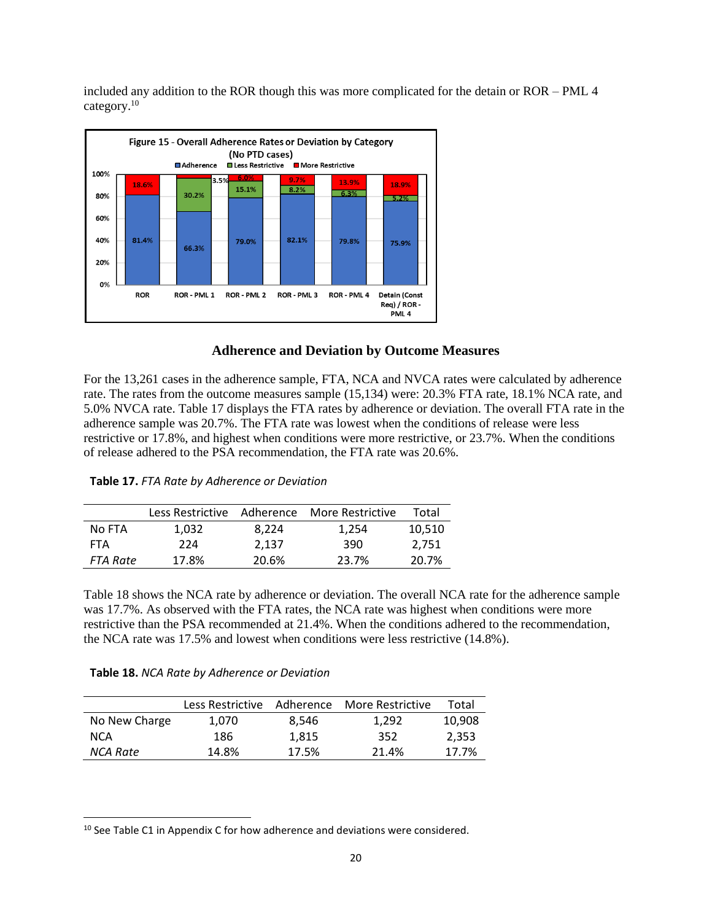included any addition to the ROR though this was more complicated for the detain or ROR – PML 4 category.[10]

Figure 15 - Overall Adherence Rates or Deviation by Category (No PTD cases)

## Adherence and Deviation by Outcome Measures

For the 13,261 cases in the adherence sample, FTA, NCA and NVCA rates were calculated by adherence rate. The rates from the outcome measures sample (15,134) were: 20.3% FTA rate, 18.1% NCA rate, and 5.0% NVCA rate. Table 17 displays the FTA rates by adherence or deviation. The overall FTA rate in the adherence sample was 20.7%. The FTA rate was lowest when the conditions of release were less restrictive or 17.8%, and highest when conditions were more restrictive, or 23.7%. When the conditions of release adhered to the PSA recommendation, the FTA rate was 20.6%.

**Table 17.** *FTA Rate by Adherence or Deviation*

| | Less Restrictive | Adherence | More Restrictive | Total |
|---|---|---|---|---|
| No FTA | 1,032 | 8,224 | 1,254 | 10,510 |
| FTA | 224 | 2,137 | 390 | 2,751 |
| *FTA Rate* | 17.8% | 20.6% | 23.7% | 20.7% |

Table 18 shows the NCA rate by adherence or deviation. The overall NCA rate for the adherence sample was 17.7%. As observed with the FTA rates, the NCA rate was highest when conditions were more restrictive than the PSA recommended at 21.4%. When the conditions adhered to the recommendation, the NCA rate was 17.5% and lowest when conditions were less restrictive (14.8%).

**Table 18.** *NCA Rate by Adherence or Deviation*

| | Less Restrictive | Adherence | More Restrictive | Total |
|---|---|---|---|---|
| No New Charge | 1,070 | 8,546 | 1,292 | 10,908 |
| NCA | 186 | 1,815 | 352 | 2,353 |
| *NCA Rate* | 14.8% | 17.5% | 21.4% | 17.7% |

[10] See Table C1 in Appendix C for how adherence and deviations were considered.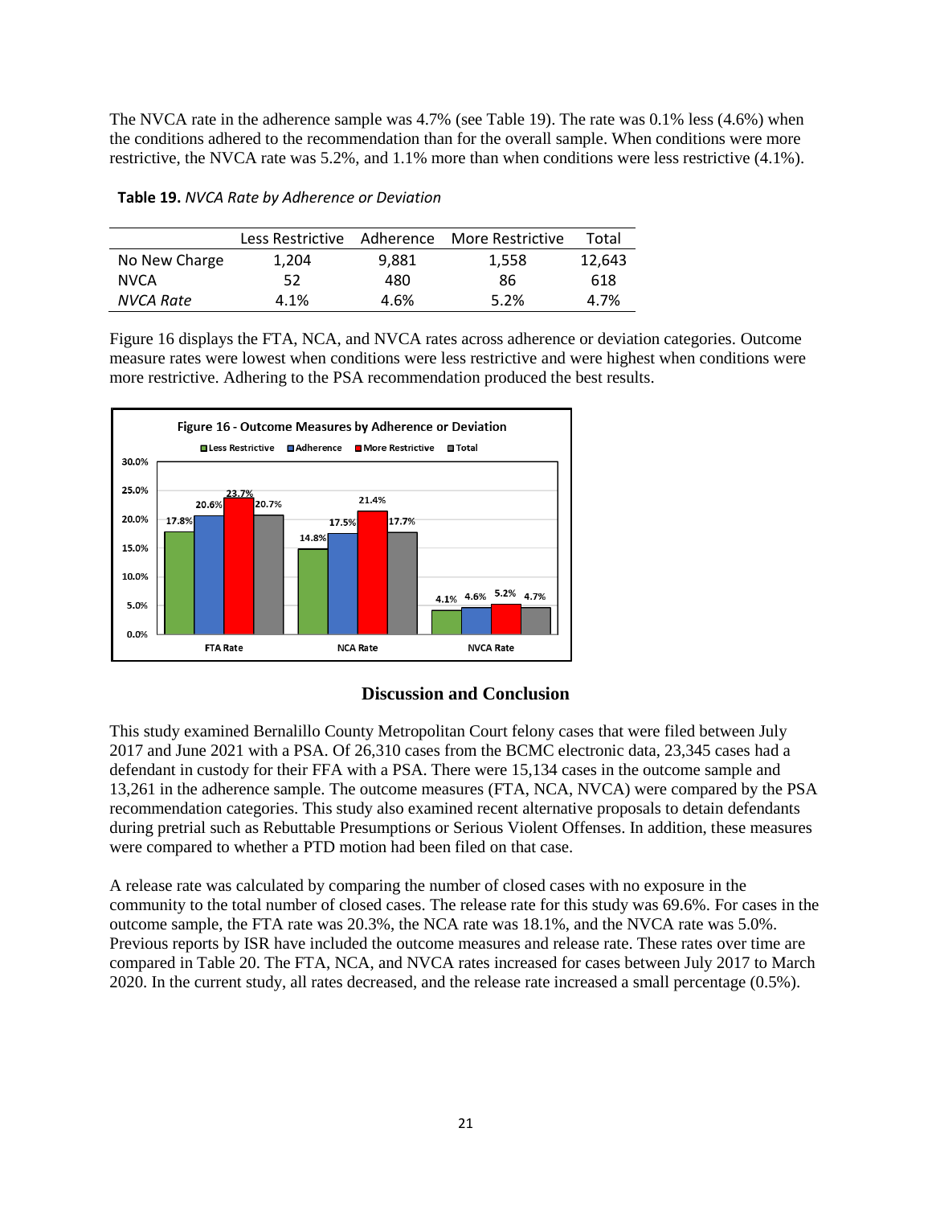The NVCA rate in the adherence sample was 4.7% (see Table 19). The rate was 0.1% less (4.6%) when the conditions adhered to the recommendation than for the overall sample. When conditions were more restrictive, the NVCA rate was 5.2%, and 1.1% more than when conditions were less restrictive (4.1%).

**Table 19.** *NVCA Rate by Adherence or Deviation*

| | Less Restrictive | Adherence | More Restrictive | Total |
|---|---|---|---|---|
| No New Charge | 1,204 | 9,881 | 1,558 | 12,643 |
| NVCA | 52 | 480 | 86 | 618 |
| *NVCA Rate* | 4.1% | 4.6% | 5.2% | 4.7% |

Figure 16 displays the FTA, NCA, and NVCA rates across adherence or deviation categories. Outcome measure rates were lowest when conditions were less restrictive and were highest when conditions were more restrictive. Adhering to the PSA recommendation produced the best results.

**Figure 16 - Outcome Measures by Adherence or Deviation**

| | Less Restrictive | Adherence | More Restrictive | Total |
|---|---|---|---|---|
| FTA Rate | 17.8% | 20.6% | 23.7% | 20.7% |
| NCA Rate | 14.8% | 17.5% | 21.4% | 17.7% |
| NVCA Rate | 4.1% | 4.6% | 5.2% | 4.7% |

## Discussion and Conclusion

This study examined Bernalillo County Metropolitan Court felony cases that were filed between July 2017 and June 2021 with a PSA. Of 26,310 cases from the BCMC electronic data, 23,345 cases had a defendant in custody for their FFA with a PSA. There were 15,134 cases in the outcome sample and 13,261 in the adherence sample. The outcome measures (FTA, NCA, NVCA) were compared by the PSA recommendation categories. This study also examined recent alternative proposals to detain defendants during pretrial such as Rebuttable Presumptions or Serious Violent Offenses. In addition, these measures were compared to whether a PTD motion had been filed on that case.

A release rate was calculated by comparing the number of closed cases with no exposure in the community to the total number of closed cases. The release rate for this study was 69.6%. For cases in the outcome sample, the FTA rate was 20.3%, the NCA rate was 18.1%, and the NVCA rate was 5.0%. Previous reports by ISR have included the outcome measures and release rate. These rates over time are compared in Table 20. The FTA, NCA, and NVCA rates increased for cases between July 2017 to March 2020. In the current study, all rates decreased, and the release rate increased a small percentage (0.5%).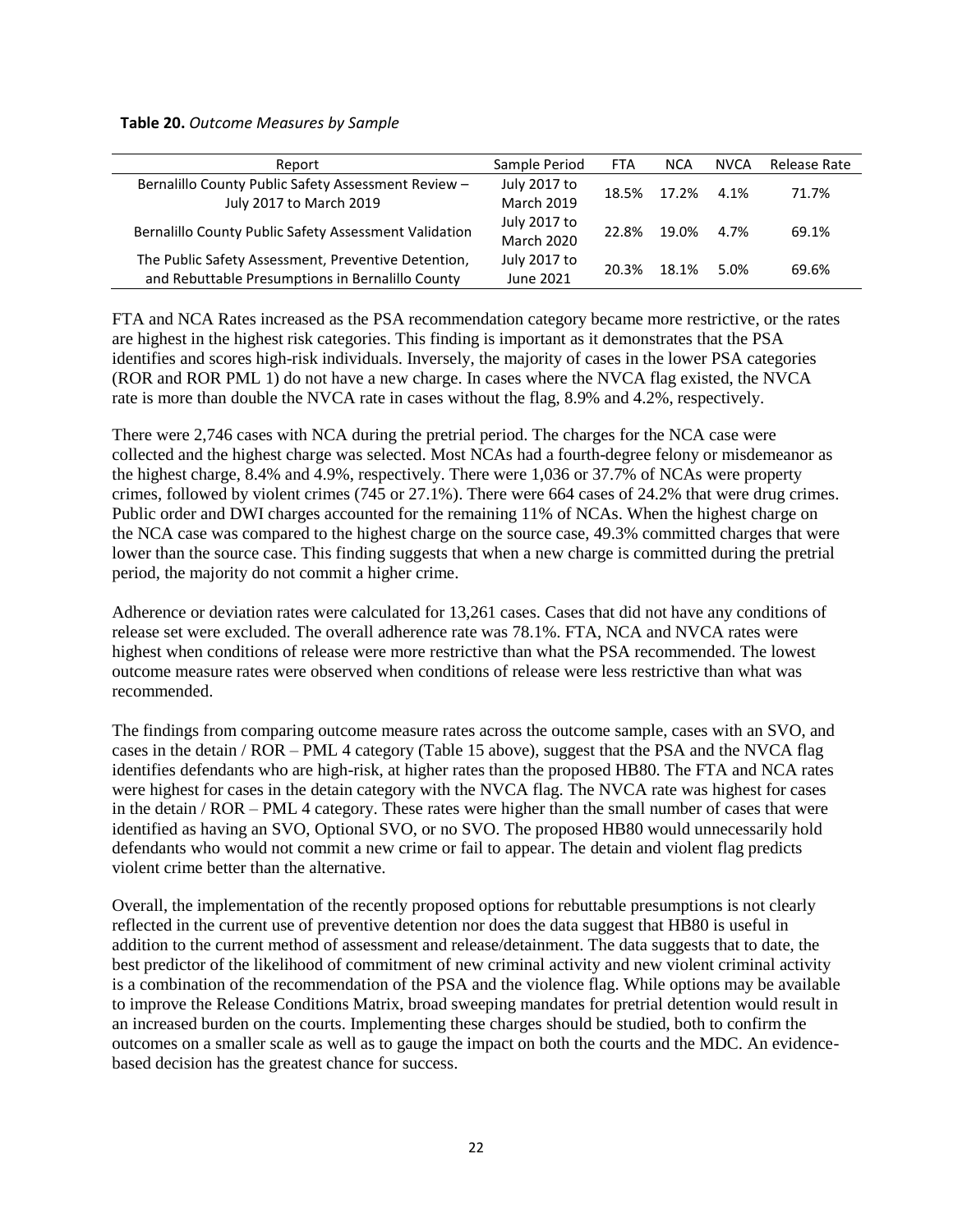**Table 20.** *Outcome Measures by Sample*

| Report | Sample Period | FTA | NCA | NVCA | Release Rate |
|---|---|---|---|---|---|
| Bernalillo County Public Safety Assessment Review – July 2017 to March 2019 | July 2017 to March 2019 | 18.5% | 17.2% | 4.1% | 71.7% |
| Bernalillo County Public Safety Assessment Validation | July 2017 to March 2020 | 22.8% | 19.0% | 4.7% | 69.1% |
| The Public Safety Assessment, Preventive Detention, and Rebuttable Presumptions in Bernalillo County | July 2017 to June 2021 | 20.3% | 18.1% | 5.0% | 69.6% |

FTA and NCA Rates increased as the PSA recommendation category became more restrictive, or the rates are highest in the highest risk categories. This finding is important as it demonstrates that the PSA identifies and scores high-risk individuals. Inversely, the majority of cases in the lower PSA categories (ROR and ROR PML 1) do not have a new charge. In cases where the NVCA flag existed, the NVCA rate is more than double the NVCA rate in cases without the flag, 8.9% and 4.2%, respectively.

There were 2,746 cases with NCA during the pretrial period. The charges for the NCA case were collected and the highest charge was selected. Most NCAs had a fourth-degree felony or misdemeanor as the highest charge, 8.4% and 4.9%, respectively. There were 1,036 or 37.7% of NCAs were property crimes, followed by violent crimes (745 or 27.1%). There were 664 cases of 24.2% that were drug crimes. Public order and DWI charges accounted for the remaining 11% of NCAs. When the highest charge on the NCA case was compared to the highest charge on the source case, 49.3% committed charges that were lower than the source case. This finding suggests that when a new charge is committed during the pretrial period, the majority do not commit a higher crime.

Adherence or deviation rates were calculated for 13,261 cases. Cases that did not have any conditions of release set were excluded. The overall adherence rate was 78.1%. FTA, NCA and NVCA rates were highest when conditions of release were more restrictive than what the PSA recommended. The lowest outcome measure rates were observed when conditions of release were less restrictive than what was recommended.

The findings from comparing outcome measure rates across the outcome sample, cases with an SVO, and cases in the detain / ROR – PML 4 category (Table 15 above), suggest that the PSA and the NVCA flag identifies defendants who are high-risk, at higher rates than the proposed HB80. The FTA and NCA rates were highest for cases in the detain category with the NVCA flag. The NVCA rate was highest for cases in the detain / ROR – PML 4 category. These rates were higher than the small number of cases that were identified as having an SVO, Optional SVO, or no SVO. The proposed HB80 would unnecessarily hold defendants who would not commit a new crime or fail to appear. The detain and violent flag predicts violent crime better than the alternative.

Overall, the implementation of the recently proposed options for rebuttable presumptions is not clearly reflected in the current use of preventive detention nor does the data suggest that HB80 is useful in addition to the current method of assessment and release/detainment. The data suggests that to date, the best predictor of the likelihood of commitment of new criminal activity and new violent criminal activity is a combination of the recommendation of the PSA and the violence flag. While options may be available to improve the Release Conditions Matrix, broad sweeping mandates for pretrial detention would result in an increased burden on the courts. Implementing these charges should be studied, both to confirm the outcomes on a smaller scale as well as to gauge the impact on both the courts and the MDC. An evidence-based decision has the greatest chance for success.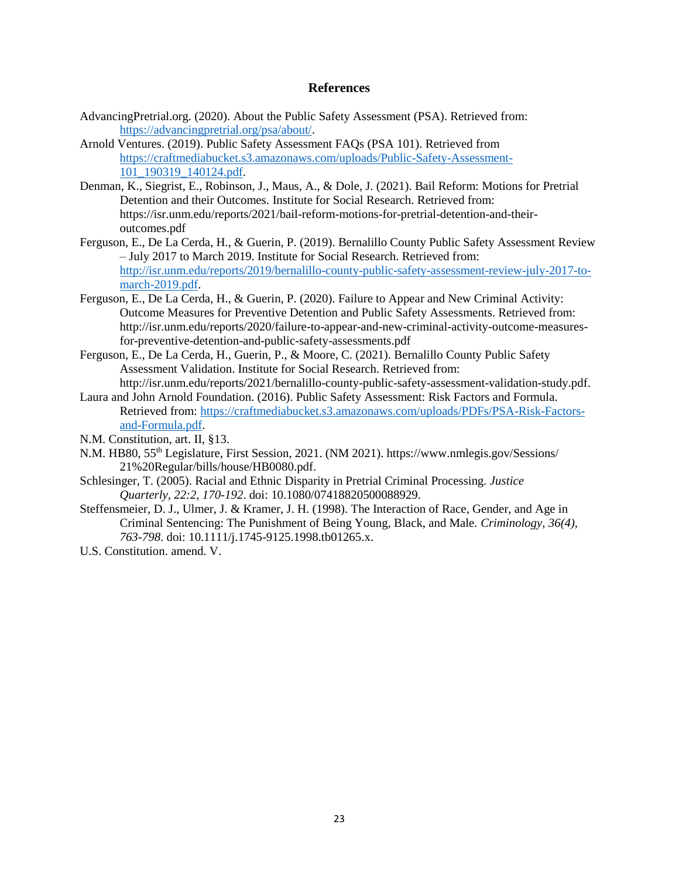## References

AdvancingPretrial.org. (2020). About the Public Safety Assessment (PSA). Retrieved from: https://advancingpretrial.org/psa/about/.

Arnold Ventures. (2019). Public Safety Assessment FAQs (PSA 101). Retrieved from https://craftmediabucket.s3.amazonaws.com/uploads/Public-Safety-Assessment-101_190319_140124.pdf.

Denman, K., Siegrist, E., Robinson, J., Maus, A., & Dole, J. (2021). Bail Reform: Motions for Pretrial Detention and their Outcomes. Institute for Social Research. Retrieved from: https://isr.unm.edu/reports/2021/bail-reform-motions-for-pretrial-detention-and-their-outcomes.pdf

Ferguson, E., De La Cerda, H., & Guerin, P. (2019). Bernalillo County Public Safety Assessment Review – July 2017 to March 2019. Institute for Social Research. Retrieved from: http://isr.unm.edu/reports/2019/bernalillo-county-public-safety-assessment-review-july-2017-to-march-2019.pdf.

Ferguson, E., De La Cerda, H., & Guerin, P. (2020). Failure to Appear and New Criminal Activity: Outcome Measures for Preventive Detention and Public Safety Assessments. Retrieved from: http://isr.unm.edu/reports/2020/failure-to-appear-and-new-criminal-activity-outcome-measures-for-preventive-detention-and-public-safety-assessments.pdf

Ferguson, E., De La Cerda, H., Guerin, P., & Moore, C. (2021). Bernalillo County Public Safety Assessment Validation. Institute for Social Research. Retrieved from: http://isr.unm.edu/reports/2021/bernalillo-county-public-safety-assessment-validation-study.pdf.

Laura and John Arnold Foundation. (2016). Public Safety Assessment: Risk Factors and Formula. Retrieved from: https://craftmediabucket.s3.amazonaws.com/uploads/PDFs/PSA-Risk-Factors-and-Formula.pdf.

N.M. Constitution, art. II, §13.

N.M. HB80, 55th Legislature, First Session, 2021. (NM 2021). https://www.nmlegis.gov/Sessions/21%20Regular/bills/house/HB0080.pdf.

Schlesinger, T. (2005). Racial and Ethnic Disparity in Pretrial Criminal Processing. *Justice Quarterly, 22:2, 170-192*. doi: 10.1080/07418820500088929.

Steffensmeier, D. J., Ulmer, J. & Kramer, J. H. (1998). The Interaction of Race, Gender, and Age in Criminal Sentencing: The Punishment of Being Young, Black, and Male. *Criminology, 36(4), 763-798*. doi: 10.1111/j.1745-9125.1998.tb01265.x.

U.S. Constitution. amend. V.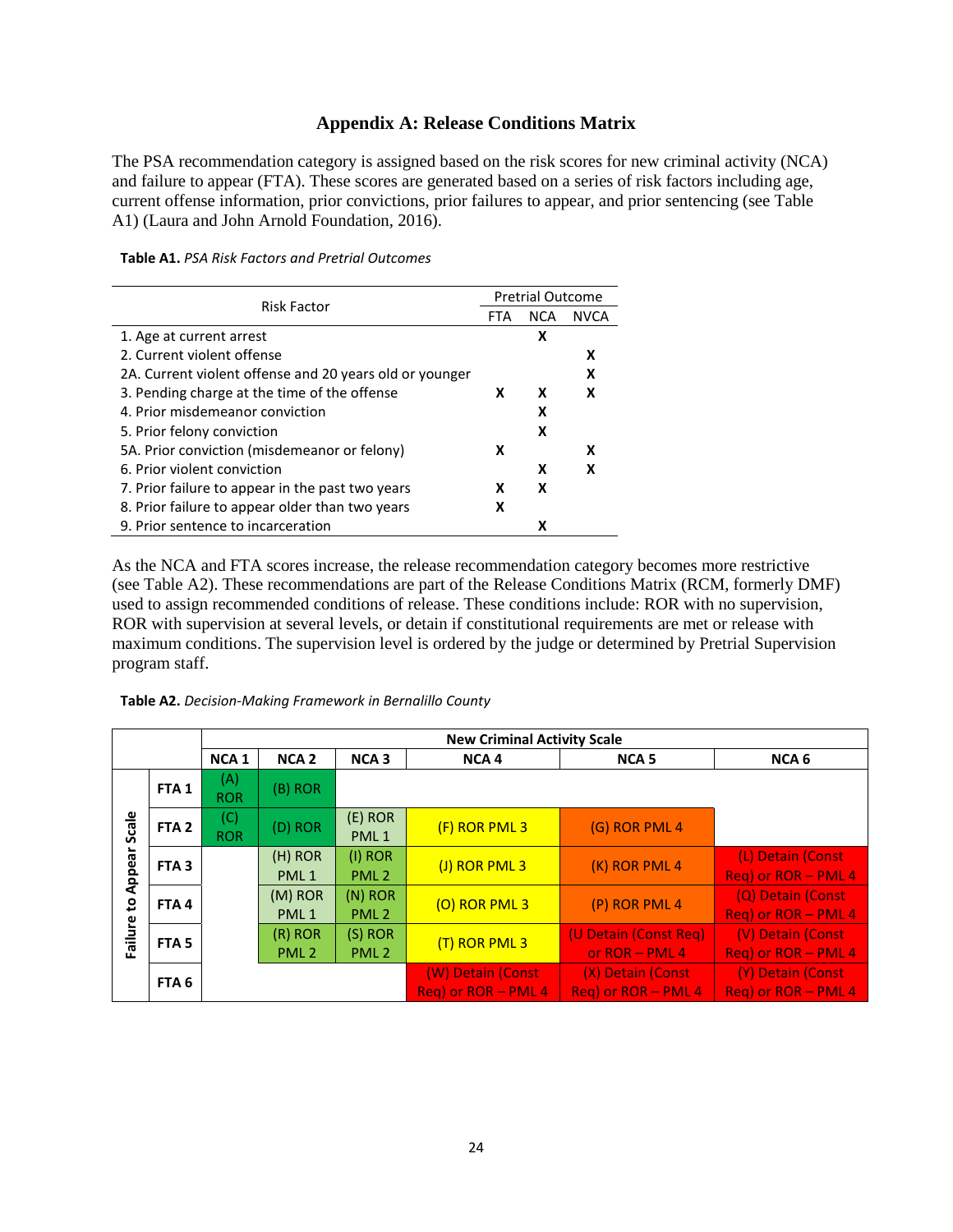## Appendix A: Release Conditions Matrix

The PSA recommendation category is assigned based on the risk scores for new criminal activity (NCA) and failure to appear (FTA). These scores are generated based on a series of risk factors including age, current offense information, prior convictions, prior failures to appear, and prior sentencing (see Table A1) (Laura and John Arnold Foundation, 2016).

**Table A1.** *PSA Risk Factors and Pretrial Outcomes*

| Risk Factor | Pretrial Outcome | | |
|---|---|---|---|
| | FTA | NCA | NVCA |
| 1. Age at current arrest | | X | |
| 2. Current violent offense | | | X |
| 2A. Current violent offense and 20 years old or younger | | | X |
| 3. Pending charge at the time of the offense | X | X | X |
| 4. Prior misdemeanor conviction | | X | |
| 5. Prior felony conviction | | X | |
| 5A. Prior conviction (misdemeanor or felony) | X | | X |
| 6. Prior violent conviction | | X | X |
| 7. Prior failure to appear in the past two years | X | X | |
| 8. Prior failure to appear older than two years | X | | |
| 9. Prior sentence to incarceration | | X | |

As the NCA and FTA scores increase, the release recommendation category becomes more restrictive (see Table A2). These recommendations are part of the Release Conditions Matrix (RCM, formerly DMF) used to assign recommended conditions of release. These conditions include: ROR with no supervision, ROR with supervision at several levels, or detain if constitutional requirements are met or release with maximum conditions. The supervision level is ordered by the judge or determined by Pretrial Supervision program staff.

**Table A2.** *Decision-Making Framework in Bernalillo County*

| Failure to Appear Scale | New Criminal Activity Scale | | | | | |
|---|---|---|---|---|---|---|
| | NCA 1 | NCA 2 | NCA 3 | NCA 4 | NCA 5 | NCA 6 |
| FTA 1 | (A) ROR | (B) ROR | | | | |
| FTA 2 | (C) ROR | (D) ROR | (E) ROR PML 1 | (F) ROR PML 3 | (G) ROR PML 4 | |
| FTA 3 | | (H) ROR PML 1 | (I) ROR PML 2 | (J) ROR PML 3 | (K) ROR PML 4 | (L) Detain (Const Req) or ROR – PML 4 |
| FTA 4 | | (M) ROR PML 1 | (N) ROR PML 2 | (O) ROR PML 3 | (P) ROR PML 4 | (Q) Detain (Const Req) or ROR – PML 4 |
| FTA 5 | | (R) ROR PML 2 | (S) ROR PML 2 | (T) ROR PML 3 | (U Detain (Const Req) or ROR – PML 4 | (V) Detain (Const Req) or ROR – PML 4 |
| FTA 6 | | | | (W) Detain (Const Req) or ROR – PML 4 | (X) Detain (Const Req) or ROR – PML 4 | (Y) Detain (Const Req) or ROR – PML 4 |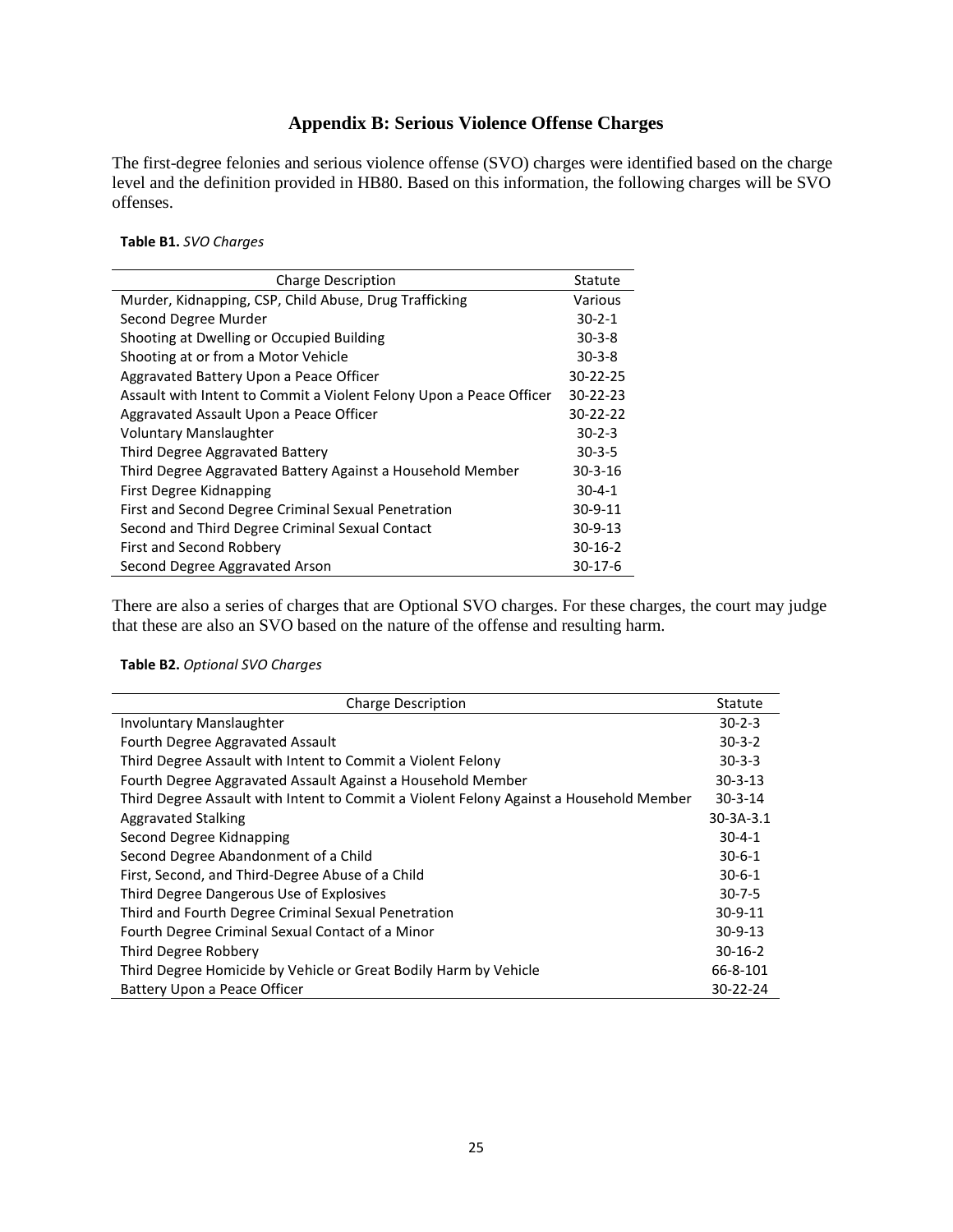## Appendix B: Serious Violence Offense Charges

The first-degree felonies and serious violence offense (SVO) charges were identified based on the charge level and the definition provided in HB80. Based on this information, the following charges will be SVO offenses.

**Table B1.** *SVO Charges*

| Charge Description | Statute |
|---|---|
| Murder, Kidnapping, CSP, Child Abuse, Drug Trafficking | Various |
| Second Degree Murder | 30-2-1 |
| Shooting at Dwelling or Occupied Building | 30-3-8 |
| Shooting at or from a Motor Vehicle | 30-3-8 |
| Aggravated Battery Upon a Peace Officer | 30-22-25 |
| Assault with Intent to Commit a Violent Felony Upon a Peace Officer | 30-22-23 |
| Aggravated Assault Upon a Peace Officer | 30-22-22 |
| Voluntary Manslaughter | 30-2-3 |
| Third Degree Aggravated Battery | 30-3-5 |
| Third Degree Aggravated Battery Against a Household Member | 30-3-16 |
| First Degree Kidnapping | 30-4-1 |
| First and Second Degree Criminal Sexual Penetration | 30-9-11 |
| Second and Third Degree Criminal Sexual Contact | 30-9-13 |
| First and Second Robbery | 30-16-2 |
| Second Degree Aggravated Arson | 30-17-6 |

There are also a series of charges that are Optional SVO charges. For these charges, the court may judge that these are also an SVO based on the nature of the offense and resulting harm.

**Table B2.** *Optional SVO Charges*

| Charge Description | Statute |
|---|---|
| Involuntary Manslaughter | 30-2-3 |
| Fourth Degree Aggravated Assault | 30-3-2 |
| Third Degree Assault with Intent to Commit a Violent Felony | 30-3-3 |
| Fourth Degree Aggravated Assault Against a Household Member | 30-3-13 |
| Third Degree Assault with Intent to Commit a Violent Felony Against a Household Member | 30-3-14 |
| Aggravated Stalking | 30-3A-3.1 |
| Second Degree Kidnapping | 30-4-1 |
| Second Degree Abandonment of a Child | 30-6-1 |
| First, Second, and Third-Degree Abuse of a Child | 30-6-1 |
| Third Degree Dangerous Use of Explosives | 30-7-5 |
| Third and Fourth Degree Criminal Sexual Penetration | 30-9-11 |
| Fourth Degree Criminal Sexual Contact of a Minor | 30-9-13 |
| Third Degree Robbery | 30-16-2 |
| Third Degree Homicide by Vehicle or Great Bodily Harm by Vehicle | 66-8-101 |
| Battery Upon a Peace Officer | 30-22-24 |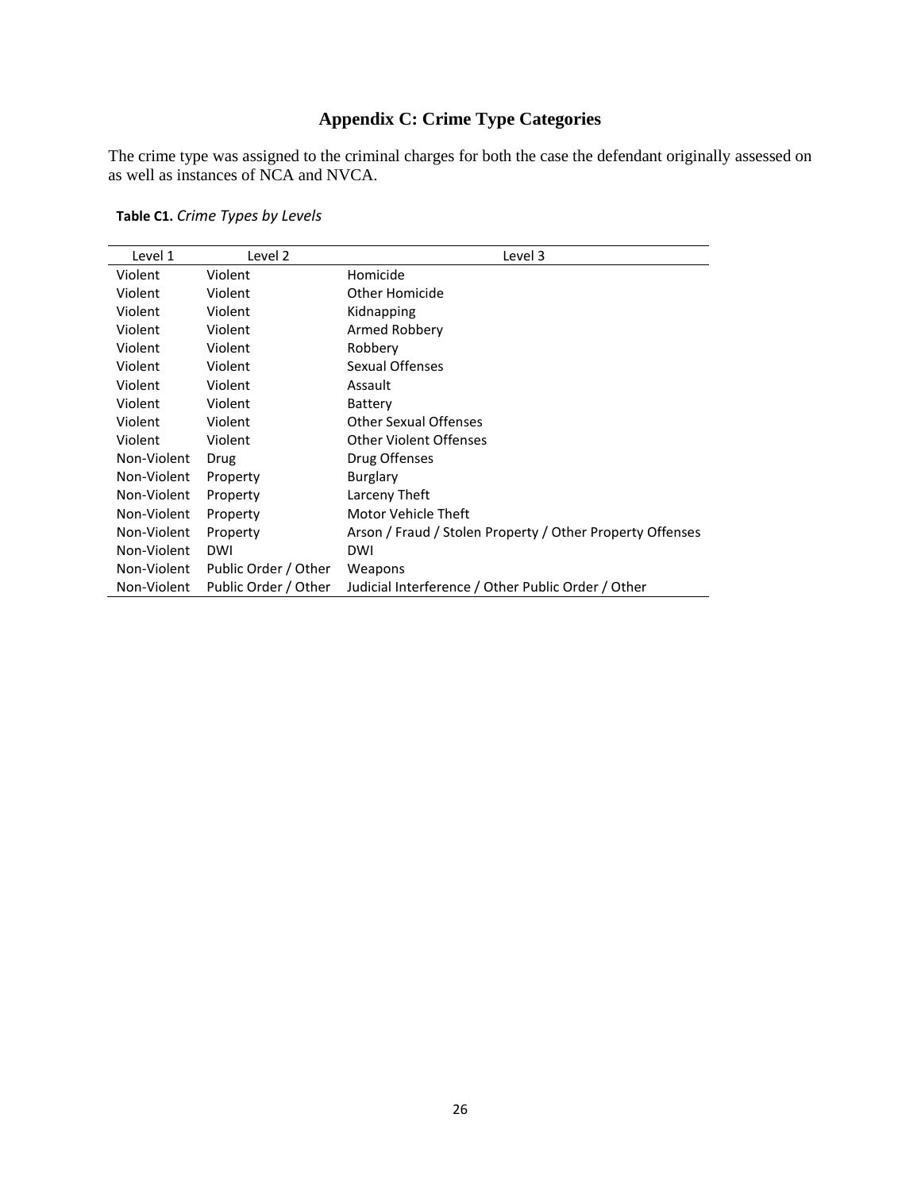# Appendix C: Crime Type Categories

The crime type was assigned to the criminal charges for both the case the defendant originally assessed on as well as instances of NCA and NVCA.

**Table C1.** *Crime Types by Levels*

| Level 1 | Level 2 | Level 3 |
|---|---|---|
| Violent | Violent | Homicide |
| Violent | Violent | Other Homicide |
| Violent | Violent | Kidnapping |
| Violent | Violent | Armed Robbery |
| Violent | Violent | Robbery |
| Violent | Violent | Sexual Offenses |
| Violent | Violent | Assault |
| Violent | Violent | Battery |
| Violent | Violent | Other Sexual Offenses |
| Violent | Violent | Other Violent Offenses |
| Non-Violent | Drug | Drug Offenses |
| Non-Violent | Property | Burglary |
| Non-Violent | Property | Larceny Theft |
| Non-Violent | Property | Motor Vehicle Theft |
| Non-Violent | Property | Arson / Fraud / Stolen Property / Other Property Offenses |
| Non-Violent | DWI | DWI |
| Non-Violent | Public Order / Other | Weapons |
| Non-Violent | Public Order / Other | Judicial Interference / Other Public Order / Other |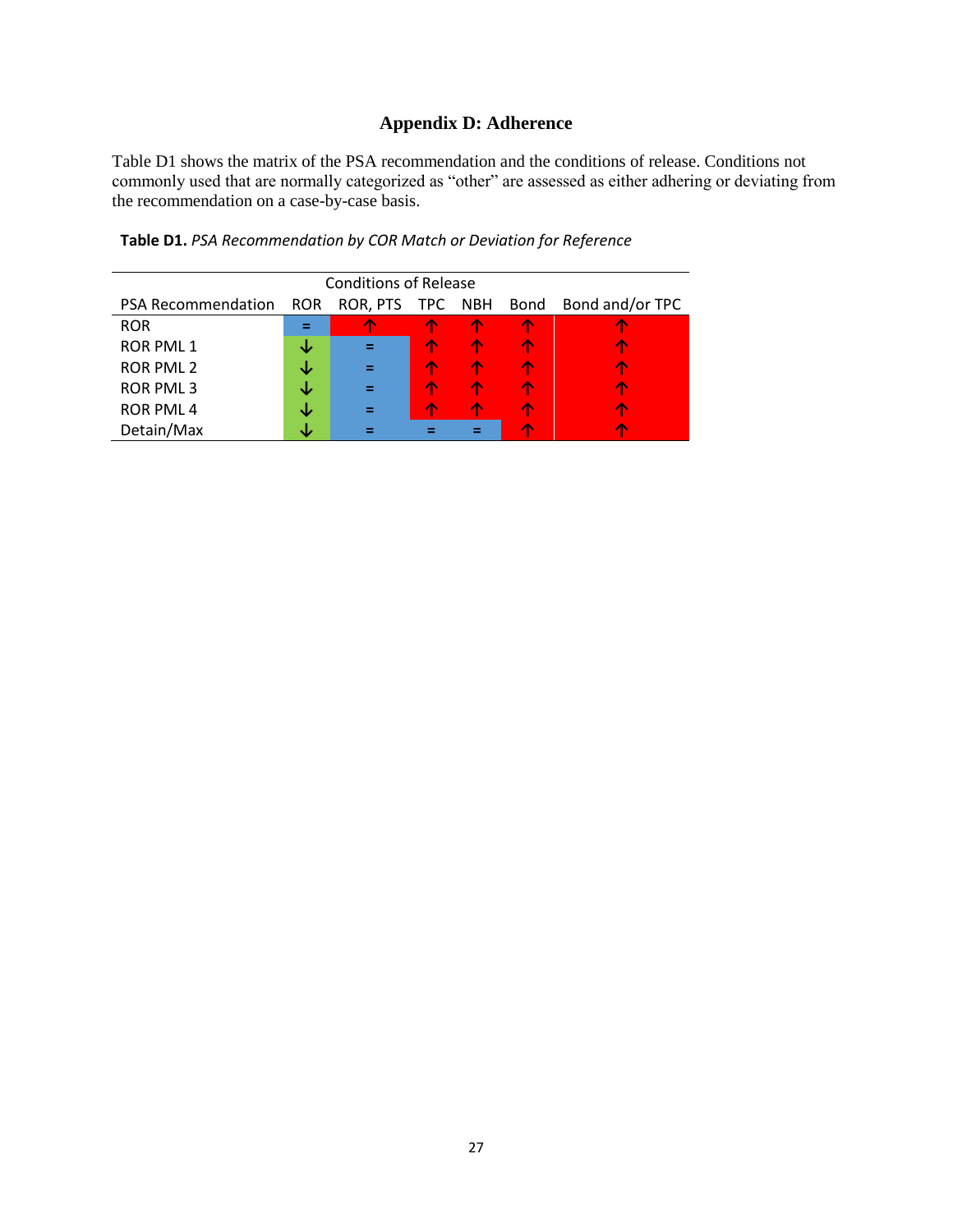# Appendix D: Adherence

Table D1 shows the matrix of the PSA recommendation and the conditions of release. Conditions not commonly used that are normally categorized as "other" are assessed as either adhering or deviating from the recommendation on a case-by-case basis.

**Table D1.** *PSA Recommendation by COR Match or Deviation for Reference*

| | Conditions of Release | | | | | |
|---|---|---|---|---|---|---|
| PSA Recommendation | ROR | ROR, PTS | TPC | NBH | Bond | Bond and/or TPC |
| ROR | = | ↑ | ↑ | ↑ | ↑ | ↑ |
| ROR PML 1 | ↓ | = | ↑ | ↑ | ↑ | ↑ |
| ROR PML 2 | ↓ | = | ↑ | ↑ | ↑ | ↑ |
| ROR PML 3 | ↓ | = | ↑ | ↑ | ↑ | ↑ |
| ROR PML 4 | ↓ | = | ↑ | ↑ | ↑ | ↑ |
| Detain/Max | ↓ | = | = | = | ↑ | ↑ |